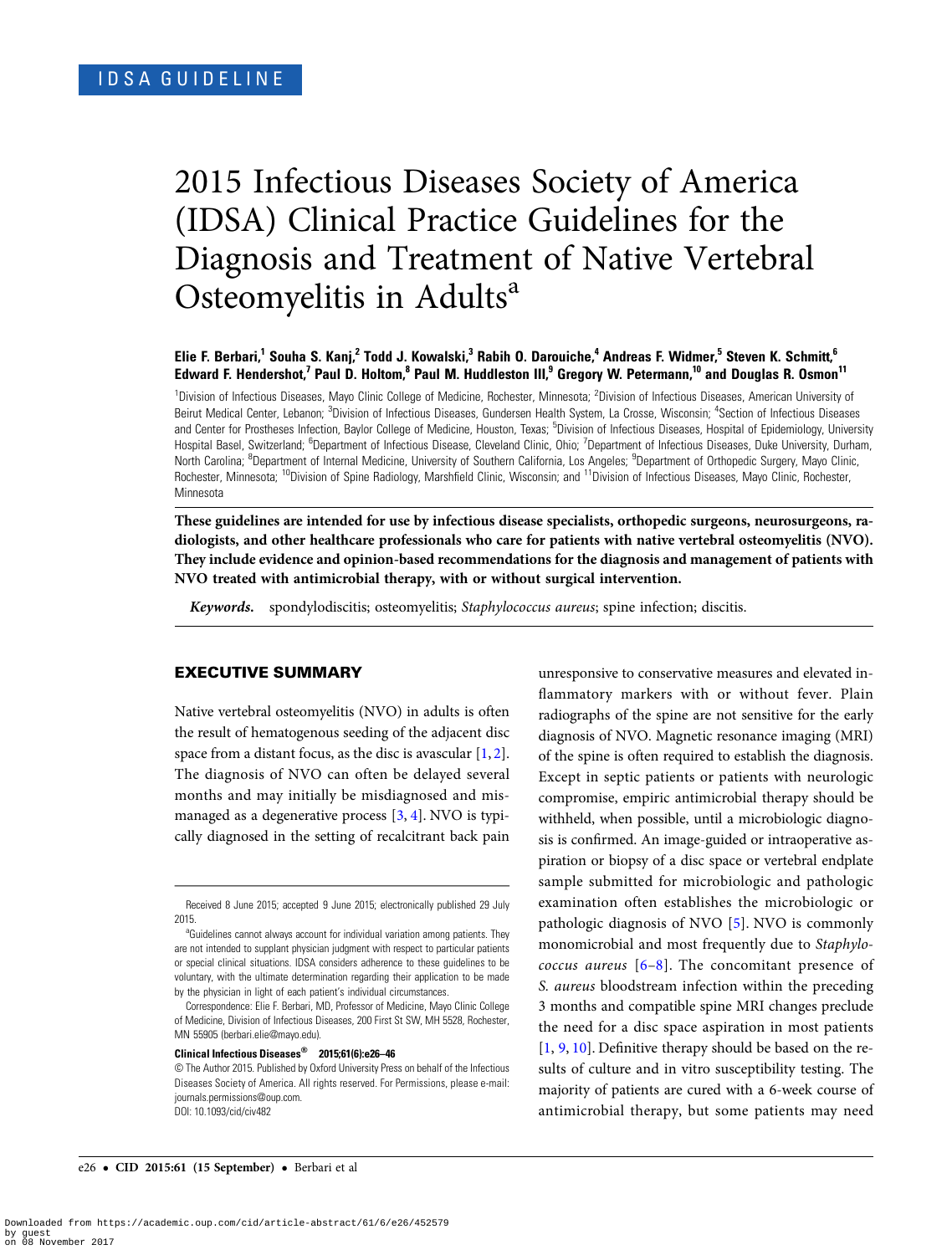IDSA GUIDELINE

# 2015 Infectious Diseases Society of America (IDSA) Clinical Practice Guidelines for the Diagnosis and Treatment of Native Vertebral Osteomyelitis in Adults[a]

**Elie F. Berbari,[1] Souha S. Kanj,[2] Todd J. Kowalski,[3] Rabih O. Darouiche,[4] Andreas F. Widmer,[5] Steven K. Schmitt,[6] Edward F. Hendershot,[7] Paul D. Holtom,[8] Paul M. Huddleston III,[9] Gregory W. Petermann,[10] and Douglas R. Osmon[11]**

[1]Division of Infectious Diseases, Mayo Clinic College of Medicine, Rochester, Minnesota; [2]Division of Infectious Diseases, American University of Beirut Medical Center, Lebanon; [3]Division of Infectious Diseases, Gundersen Health System, La Crosse, Wisconsin; [4]Section of Infectious Diseases and Center for Prostheses Infection, Baylor College of Medicine, Houston, Texas; [5]Division of Infectious Diseases, Hospital of Epidemiology, University Hospital Basel, Switzerland; [6]Department of Infectious Disease, Cleveland Clinic, Ohio; [7]Department of Infectious Diseases, Duke University, Durham, North Carolina; [8]Department of Internal Medicine, University of Southern California, Los Angeles; [9]Department of Orthopedic Surgery, Mayo Clinic, Rochester, Minnesota; [10]Division of Spine Radiology, Marshfield Clinic, Wisconsin; and [11]Division of Infectious Diseases, Mayo Clinic, Rochester, Minnesota

**These guidelines are intended for use by infectious disease specialists, orthopedic surgeons, neurosurgeons, radiologists, and other healthcare professionals who care for patients with native vertebral osteomyelitis (NVO). They include evidence and opinion-based recommendations for the diagnosis and management of patients with NVO treated with antimicrobial therapy, with or without surgical intervention.**

***Keywords.*** spondylodiscitis; osteomyelitis; *Staphylococcus aureus*; spine infection; discitis.

## EXECUTIVE SUMMARY

Native vertebral osteomyelitis (NVO) in adults is often the result of hematogenous seeding of the adjacent disc space from a distant focus, as the disc is avascular [1, 2]. The diagnosis of NVO can often be delayed several months and may initially be misdiagnosed and mismanaged as a degenerative process [3, 4]. NVO is typically diagnosed in the setting of recalcitrant back pain unresponsive to conservative measures and elevated inflammatory markers with or without fever. Plain radiographs of the spine are not sensitive for the early diagnosis of NVO. Magnetic resonance imaging (MRI) of the spine is often required to establish the diagnosis. Except in septic patients or patients with neurologic compromise, empiric antimicrobial therapy should be withheld, when possible, until a microbiologic diagnosis is confirmed. An image-guided or intraoperative aspiration or biopsy of a disc space or vertebral endplate sample submitted for microbiologic and pathologic examination often establishes the microbiologic or pathologic diagnosis of NVO [5]. NVO is commonly monomicrobial and most frequently due to *Staphylococcus aureus* [6–8]. The concomitant presence of *S. aureus* bloodstream infection within the preceding 3 months and compatible spine MRI changes preclude the need for a disc space aspiration in most patients [1, 9, 10]. Definitive therapy should be based on the results of culture and in vitro susceptibility testing. The majority of patients are cured with a 6-week course of antimicrobial therapy, but some patients may need

Received 8 June 2015; accepted 9 June 2015; electronically published 29 July 2015.

[a]Guidelines cannot always account for individual variation among patients. They are not intended to supplant physician judgment with respect to particular patients or special clinical situations. IDSA considers adherence to these guidelines to be voluntary, with the ultimate determination regarding their application to be made by the physician in light of each patient's individual circumstances.

Correspondence: Elie F. Berbari, MD, Professor of Medicine, Mayo Clinic College of Medicine, Division of Infectious Diseases, 200 First St SW, MH 5528, Rochester, MN 55905 (berbari.elie@mayo.edu).

**Clinical Infectious Diseases® 2015;61(6):e26–46**

© The Author 2015. Published by Oxford University Press on behalf of the Infectious Diseases Society of America. All rights reserved. For Permissions, please e-mail: journals.permissions@oup.com.
DOI: 10.1093/cid/civ482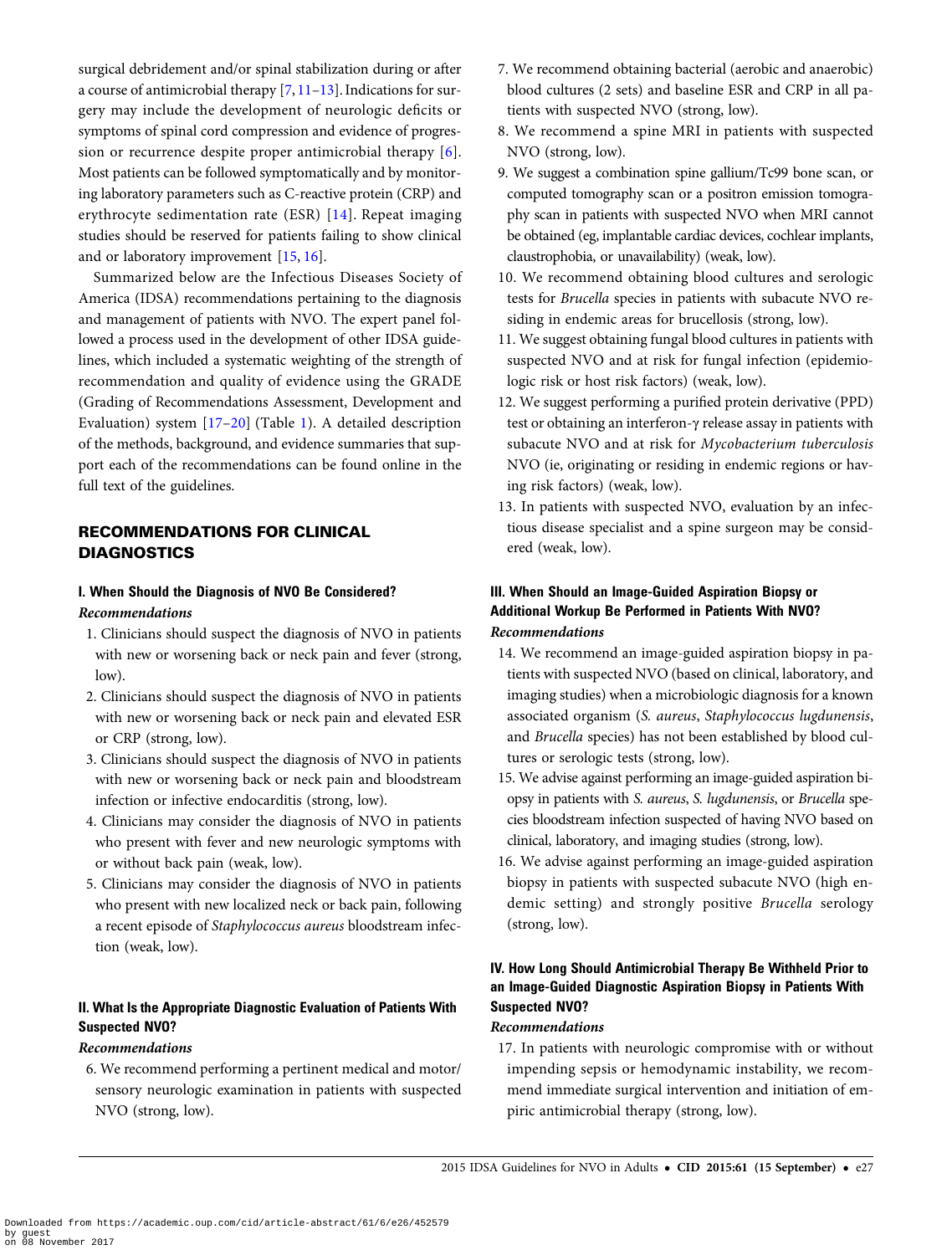surgical debridement and/or spinal stabilization during or after a course of antimicrobial therapy [7, 11–13]. Indications for surgery may include the development of neurologic deficits or symptoms of spinal cord compression and evidence of progression or recurrence despite proper antimicrobial therapy [6]. Most patients can be followed symptomatically and by monitoring laboratory parameters such as C-reactive protein (CRP) and erythrocyte sedimentation rate (ESR) [14]. Repeat imaging studies should be reserved for patients failing to show clinical and or laboratory improvement [15, 16].

Summarized below are the Infectious Diseases Society of America (IDSA) recommendations pertaining to the diagnosis and management of patients with NVO. The expert panel followed a process used in the development of other IDSA guidelines, which included a systematic weighting of the strength of recommendation and quality of evidence using the GRADE (Grading of Recommendations Assessment, Development and Evaluation) system [17–20] (Table 1). A detailed description of the methods, background, and evidence summaries that support each of the recommendations can be found online in the full text of the guidelines.

## RECOMMENDATIONS FOR CLINICAL DIAGNOSTICS

### I. When Should the Diagnosis of NVO Be Considered?

*Recommendations*

1. Clinicians should suspect the diagnosis of NVO in patients with new or worsening back or neck pain and fever (strong, low).
2. Clinicians should suspect the diagnosis of NVO in patients with new or worsening back or neck pain and elevated ESR or CRP (strong, low).
3. Clinicians should suspect the diagnosis of NVO in patients with new or worsening back or neck pain and bloodstream infection or infective endocarditis (strong, low).
4. Clinicians may consider the diagnosis of NVO in patients who present with fever and new neurologic symptoms with or without back pain (weak, low).
5. Clinicians may consider the diagnosis of NVO in patients who present with new localized neck or back pain, following a recent episode of *Staphylococcus aureus* bloodstream infection (weak, low).

### II. What Is the Appropriate Diagnostic Evaluation of Patients With Suspected NVO?

*Recommendations*

6. We recommend performing a pertinent medical and motor/sensory neurologic examination in patients with suspected NVO (strong, low).
7. We recommend obtaining bacterial (aerobic and anaerobic) blood cultures (2 sets) and baseline ESR and CRP in all patients with suspected NVO (strong, low).
8. We recommend a spine MRI in patients with suspected NVO (strong, low).
9. We suggest a combination spine gallium/Tc99 bone scan, or computed tomography scan or a positron emission tomography scan in patients with suspected NVO when MRI cannot be obtained (eg, implantable cardiac devices, cochlear implants, claustrophobia, or unavailability) (weak, low).
10. We recommend obtaining blood cultures and serologic tests for *Brucella* species in patients with subacute NVO residing in endemic areas for brucellosis (strong, low).
11. We suggest obtaining fungal blood cultures in patients with suspected NVO and at risk for fungal infection (epidemiologic risk or host risk factors) (weak, low).
12. We suggest performing a purified protein derivative (PPD) test or obtaining an interferon-γ release assay in patients with subacute NVO and at risk for *Mycobacterium tuberculosis* NVO (ie, originating or residing in endemic regions or having risk factors) (weak, low).
13. In patients with suspected NVO, evaluation by an infectious disease specialist and a spine surgeon may be considered (weak, low).

### III. When Should an Image-Guided Aspiration Biopsy or Additional Workup Be Performed in Patients With NVO?

*Recommendations*

14. We recommend an image-guided aspiration biopsy in patients with suspected NVO (based on clinical, laboratory, and imaging studies) when a microbiologic diagnosis for a known associated organism (*S. aureus*, *Staphylococcus lugdunensis*, and *Brucella* species) has not been established by blood cultures or serologic tests (strong, low).
15. We advise against performing an image-guided aspiration biopsy in patients with *S. aureus*, *S. lugdunensis*, or *Brucella* species bloodstream infection suspected of having NVO based on clinical, laboratory, and imaging studies (strong, low).
16. We advise against performing an image-guided aspiration biopsy in patients with suspected subacute NVO (high endemic setting) and strongly positive *Brucella* serology (strong, low).

### IV. How Long Should Antimicrobial Therapy Be Withheld Prior to an Image-Guided Diagnostic Aspiration Biopsy in Patients With Suspected NVO?

*Recommendations*

17. In patients with neurologic compromise with or without impending sepsis or hemodynamic instability, we recommend immediate surgical intervention and initiation of empiric antimicrobial therapy (strong, low).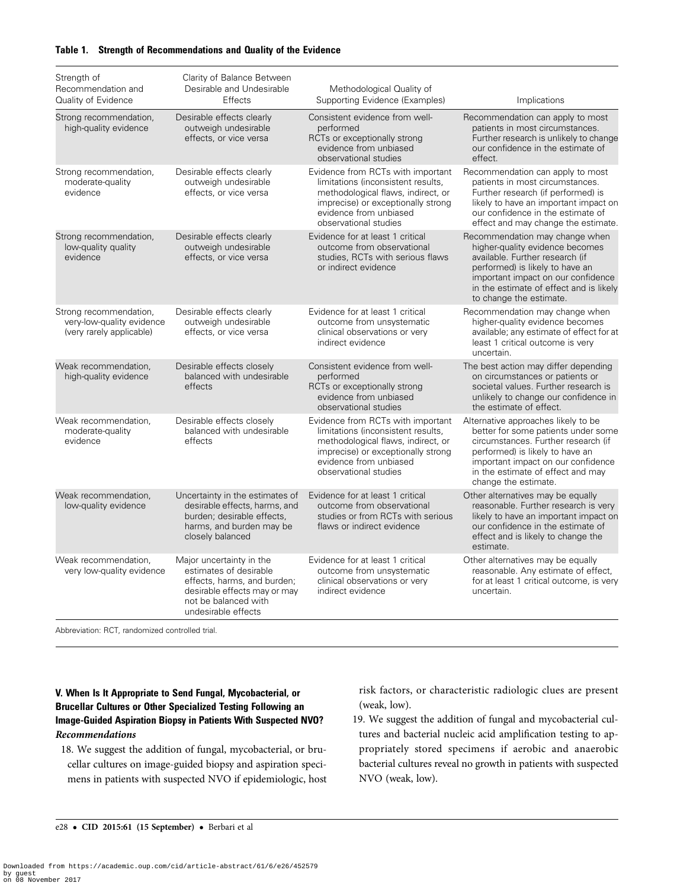**Table 1. Strength of Recommendations and Quality of the Evidence**

| Strength of Recommendation and Quality of Evidence | Clarity of Balance Between Desirable and Undesirable Effects | Methodological Quality of Supporting Evidence (Examples) | Implications |
|---|---|---|---|
| Strong recommendation, high-quality evidence | Desirable effects clearly outweigh undesirable effects, or vice versa | Consistent evidence from well-performed RCTs or exceptionally strong evidence from unbiased observational studies | Recommendation can apply to most patients in most circumstances. Further research is unlikely to change our confidence in the estimate of effect. |
| Strong recommendation, moderate-quality evidence | Desirable effects clearly outweigh undesirable effects, or vice versa | Evidence from RCTs with important limitations (inconsistent results, methodological flaws, indirect, or imprecise) or exceptionally strong evidence from unbiased observational studies | Recommendation can apply to most patients in most circumstances. Further research (if performed) is likely to have an important impact on our confidence in the estimate of effect and may change the estimate. |
| Strong recommendation, low-quality quality evidence | Desirable effects clearly outweigh undesirable effects, or vice versa | Evidence for at least 1 critical outcome from observational studies, RCTs with serious flaws or indirect evidence | Recommendation may change when higher-quality evidence becomes available. Further research (if performed) is likely to have an important impact on our confidence in the estimate of effect and is likely to change the estimate. |
| Strong recommendation, very-low-quality evidence (very rarely applicable) | Desirable effects clearly outweigh undesirable effects, or vice versa | Evidence for at least 1 critical outcome from unsystematic clinical observations or very indirect evidence | Recommendation may change when higher-quality evidence becomes available; any estimate of effect for at least 1 critical outcome is very uncertain. |
| Weak recommendation, high-quality evidence | Desirable effects closely balanced with undesirable effects | Consistent evidence from well-performed RCTs or exceptionally strong evidence from unbiased observational studies | The best action may differ depending on circumstances or patients or societal values. Further research is unlikely to change our confidence in the estimate of effect. |
| Weak recommendation, moderate-quality evidence | Desirable effects closely balanced with undesirable effects | Evidence from RCTs with important limitations (inconsistent results, methodological flaws, indirect, or imprecise) or exceptionally strong evidence from unbiased observational studies | Alternative approaches likely to be better for some patients under some circumstances. Further research (if performed) is likely to have an important impact on our confidence in the estimate of effect and may change the estimate. |
| Weak recommendation, low-quality evidence | Uncertainty in the estimates of desirable effects, harms, and burden; desirable effects, harms, and burden may be closely balanced | Evidence for at least 1 critical outcome from observational studies or from RCTs with serious flaws or indirect evidence | Other alternatives may be equally reasonable. Further research is very likely to have an important impact on our confidence in the estimate of effect and is likely to change the estimate. |
| Weak recommendation, very low-quality evidence | Major uncertainty in the estimates of desirable effects, harms, and burden; desirable effects may or may not be balanced with undesirable effects | Evidence for at least 1 critical outcome from unsystematic clinical observations or very indirect evidence | Other alternatives may be equally reasonable. Any estimate of effect, for at least 1 critical outcome, is very uncertain. |

Abbreviation: RCT, randomized controlled trial.

### V. When Is It Appropriate to Send Fungal, Mycobacterial, or Brucellar Cultures or Other Specialized Testing Following an Image-Guided Aspiration Biopsy in Patients With Suspected NVO?

***Recommendations***

18. We suggest the addition of fungal, mycobacterial, or brucellar cultures on image-guided biopsy and aspiration specimens in patients with suspected NVO if epidemiologic, host risk factors, or characteristic radiologic clues are present (weak, low).
19. We suggest the addition of fungal and mycobacterial cultures and bacterial nucleic acid amplification testing to appropriately stored specimens if aerobic and anaerobic bacterial cultures reveal no growth in patients with suspected NVO (weak, low).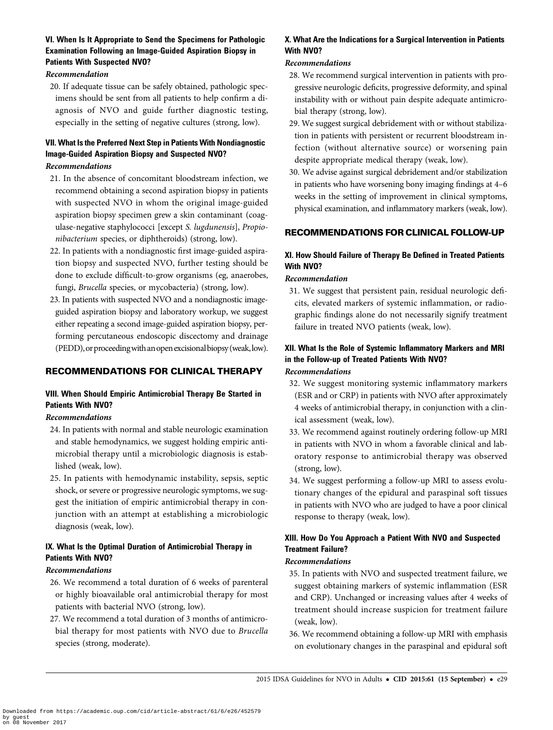### VI. When Is It Appropriate to Send the Specimens for Pathologic Examination Following an Image-Guided Aspiration Biopsy in Patients With Suspected NVO?

*Recommendation*

20. If adequate tissue can be safely obtained, pathologic specimens should be sent from all patients to help confirm a diagnosis of NVO and guide further diagnostic testing, especially in the setting of negative cultures (strong, low).

### VII. What Is the Preferred Next Step in Patients With Nondiagnostic Image-Guided Aspiration Biopsy and Suspected NVO?

*Recommendations*

21. In the absence of concomitant bloodstream infection, we recommend obtaining a second aspiration biopsy in patients with suspected NVO in whom the original image-guided aspiration biopsy specimen grew a skin contaminant (coagulase-negative staphylococci [except *S. lugdunensis*], *Propionibacterium* species, or diphtheroids) (strong, low).
22. In patients with a nondiagnostic first image-guided aspiration biopsy and suspected NVO, further testing should be done to exclude difficult-to-grow organisms (eg, anaerobes, fungi, *Brucella* species, or mycobacteria) (strong, low).
23. In patients with suspected NVO and a nondiagnostic image-guided aspiration biopsy and laboratory workup, we suggest either repeating a second image-guided aspiration biopsy, performing percutaneous endoscopic discectomy and drainage (PEDD), or proceeding with an open excisional biopsy (weak, low).

## RECOMMENDATIONS FOR CLINICAL THERAPY

### VIII. When Should Empiric Antimicrobial Therapy Be Started in Patients With NVO?

*Recommendations*

24. In patients with normal and stable neurologic examination and stable hemodynamics, we suggest holding empiric antimicrobial therapy until a microbiologic diagnosis is established (weak, low).
25. In patients with hemodynamic instability, sepsis, septic shock, or severe or progressive neurologic symptoms, we suggest the initiation of empiric antimicrobial therapy in conjunction with an attempt at establishing a microbiologic diagnosis (weak, low).

### IX. What Is the Optimal Duration of Antimicrobial Therapy in Patients With NVO?

*Recommendations*

26. We recommend a total duration of 6 weeks of parenteral or highly bioavailable oral antimicrobial therapy for most patients with bacterial NVO (strong, low).
27. We recommend a total duration of 3 months of antimicrobial therapy for most patients with NVO due to *Brucella* species (strong, moderate).

### X. What Are the Indications for a Surgical Intervention in Patients With NVO?

*Recommendations*

28. We recommend surgical intervention in patients with progressive neurologic deficits, progressive deformity, and spinal instability with or without pain despite adequate antimicrobial therapy (strong, low).
29. We suggest surgical debridement with or without stabilization in patients with persistent or recurrent bloodstream infection (without alternative source) or worsening pain despite appropriate medical therapy (weak, low).
30. We advise against surgical debridement and/or stabilization in patients who have worsening bony imaging findings at 4–6 weeks in the setting of improvement in clinical symptoms, physical examination, and inflammatory markers (weak, low).

## RECOMMENDATIONS FOR CLINICAL FOLLOW-UP

### XI. How Should Failure of Therapy Be Defined in Treated Patients With NVO?

*Recommendation*

31. We suggest that persistent pain, residual neurologic deficits, elevated markers of systemic inflammation, or radiographic findings alone do not necessarily signify treatment failure in treated NVO patients (weak, low).

### XII. What Is the Role of Systemic Inflammatory Markers and MRI in the Follow-up of Treated Patients With NVO?

*Recommendations*

32. We suggest monitoring systemic inflammatory markers (ESR and or CRP) in patients with NVO after approximately 4 weeks of antimicrobial therapy, in conjunction with a clinical assessment (weak, low).
33. We recommend against routinely ordering follow-up MRI in patients with NVO in whom a favorable clinical and laboratory response to antimicrobial therapy was observed (strong, low).
34. We suggest performing a follow-up MRI to assess evolutionary changes of the epidural and paraspinal soft tissues in patients with NVO who are judged to have a poor clinical response to therapy (weak, low).

### XIII. How Do You Approach a Patient With NVO and Suspected Treatment Failure?

*Recommendations*

35. In patients with NVO and suspected treatment failure, we suggest obtaining markers of systemic inflammation (ESR and CRP). Unchanged or increasing values after 4 weeks of treatment should increase suspicion for treatment failure (weak, low).
36. We recommend obtaining a follow-up MRI with emphasis on evolutionary changes in the paraspinal and epidural soft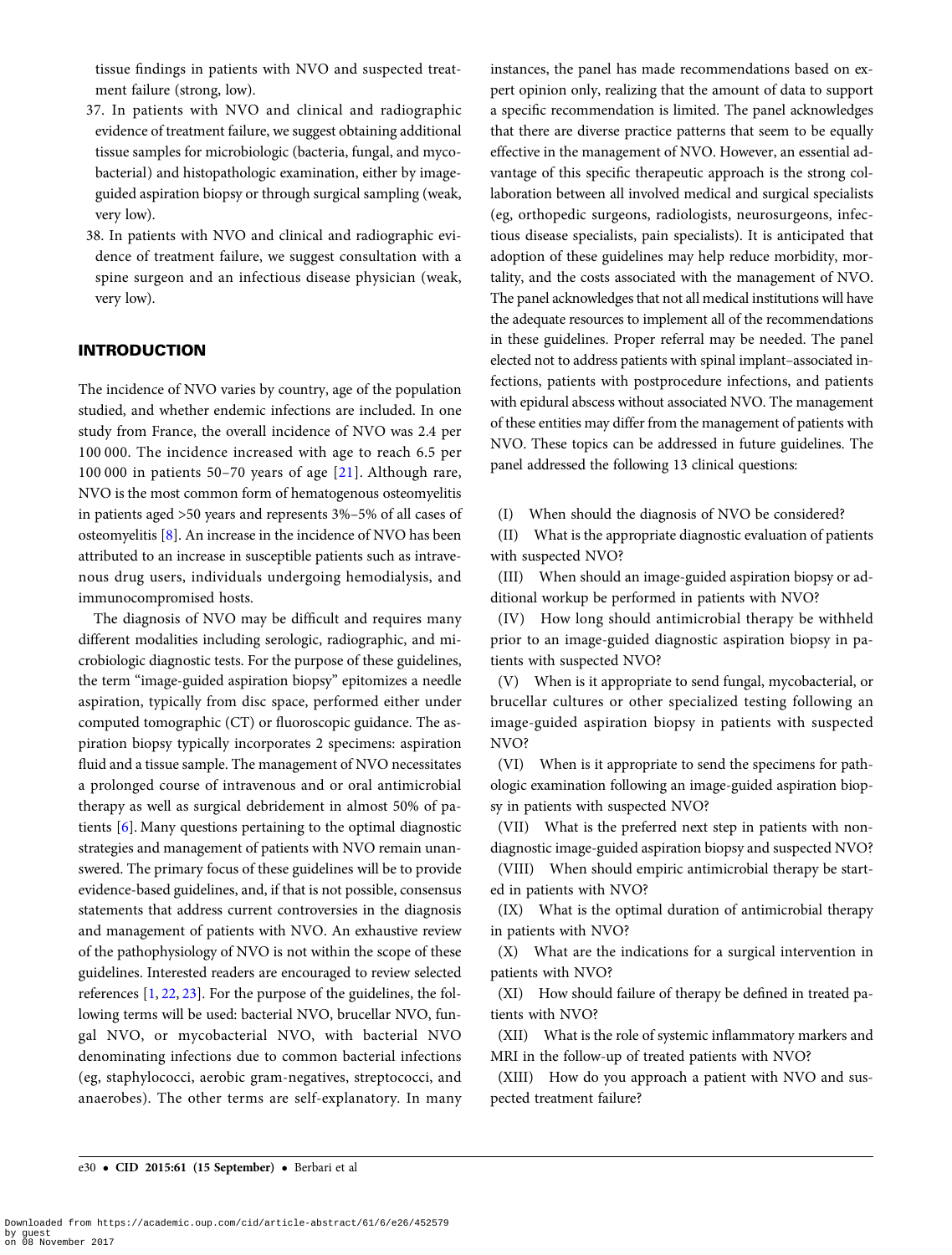tissue findings in patients with NVO and suspected treatment failure (strong, low).

37. In patients with NVO and clinical and radiographic evidence of treatment failure, we suggest obtaining additional tissue samples for microbiologic (bacteria, fungal, and mycobacterial) and histopathologic examination, either by image-guided aspiration biopsy or through surgical sampling (weak, very low).
38. In patients with NVO and clinical and radiographic evidence of treatment failure, we suggest consultation with a spine surgeon and an infectious disease physician (weak, very low).

## INTRODUCTION

The incidence of NVO varies by country, age of the population studied, and whether endemic infections are included. In one study from France, the overall incidence of NVO was 2.4 per 100 000. The incidence increased with age to reach 6.5 per 100 000 in patients 50–70 years of age [21]. Although rare, NVO is the most common form of hematogenous osteomyelitis in patients aged >50 years and represents 3%–5% of all cases of osteomyelitis [8]. An increase in the incidence of NVO has been attributed to an increase in susceptible patients such as intravenous drug users, individuals undergoing hemodialysis, and immunocompromised hosts.

The diagnosis of NVO may be difficult and requires many different modalities including serologic, radiographic, and microbiologic diagnostic tests. For the purpose of these guidelines, the term "image-guided aspiration biopsy" epitomizes a needle aspiration, typically from disc space, performed either under computed tomographic (CT) or fluoroscopic guidance. The aspiration biopsy typically incorporates 2 specimens: aspiration fluid and a tissue sample. The management of NVO necessitates a prolonged course of intravenous and or oral antimicrobial therapy as well as surgical debridement in almost 50% of patients [6]. Many questions pertaining to the optimal diagnostic strategies and management of patients with NVO remain unanswered. The primary focus of these guidelines will be to provide evidence-based guidelines, and, if that is not possible, consensus statements that address current controversies in the diagnosis and management of patients with NVO. An exhaustive review of the pathophysiology of NVO is not within the scope of these guidelines. Interested readers are encouraged to review selected references [1, 22, 23]. For the purpose of the guidelines, the following terms will be used: bacterial NVO, brucellar NVO, fungal NVO, or mycobacterial NVO, with bacterial NVO denominating infections due to common bacterial infections (eg, staphylococci, aerobic gram-negatives, streptococci, and anaerobes). The other terms are self-explanatory. In many instances, the panel has made recommendations based on expert opinion only, realizing that the amount of data to support a specific recommendation is limited. The panel acknowledges that there are diverse practice patterns that seem to be equally effective in the management of NVO. However, an essential advantage of this specific therapeutic approach is the strong collaboration between all involved medical and surgical specialists (eg, orthopedic surgeons, radiologists, neurosurgeons, infectious disease specialists, pain specialists). It is anticipated that adoption of these guidelines may help reduce morbidity, mortality, and the costs associated with the management of NVO. The panel acknowledges that not all medical institutions will have the adequate resources to implement all of the recommendations in these guidelines. Proper referral may be needed. The panel elected not to address patients with spinal implant–associated infections, patients with postprocedure infections, and patients with epidural abscess without associated NVO. The management of these entities may differ from the management of patients with NVO. These topics can be addressed in future guidelines. The panel addressed the following 13 clinical questions:

(I) When should the diagnosis of NVO be considered?

(II) What is the appropriate diagnostic evaluation of patients with suspected NVO?

(III) When should an image-guided aspiration biopsy or additional workup be performed in patients with NVO?

(IV) How long should antimicrobial therapy be withheld prior to an image-guided diagnostic aspiration biopsy in patients with suspected NVO?

(V) When is it appropriate to send fungal, mycobacterial, or brucellar cultures or other specialized testing following an image-guided aspiration biopsy in patients with suspected NVO?

(VI) When is it appropriate to send the specimens for pathologic examination following an image-guided aspiration biopsy in patients with suspected NVO?

(VII) What is the preferred next step in patients with nondiagnostic image-guided aspiration biopsy and suspected NVO?

(VIII) When should empiric antimicrobial therapy be started in patients with NVO?

(IX) What is the optimal duration of antimicrobial therapy in patients with NVO?

(X) What are the indications for a surgical intervention in patients with NVO?

(XI) How should failure of therapy be defined in treated patients with NVO?

(XII) What is the role of systemic inflammatory markers and MRI in the follow-up of treated patients with NVO?

(XIII) How do you approach a patient with NVO and suspected treatment failure?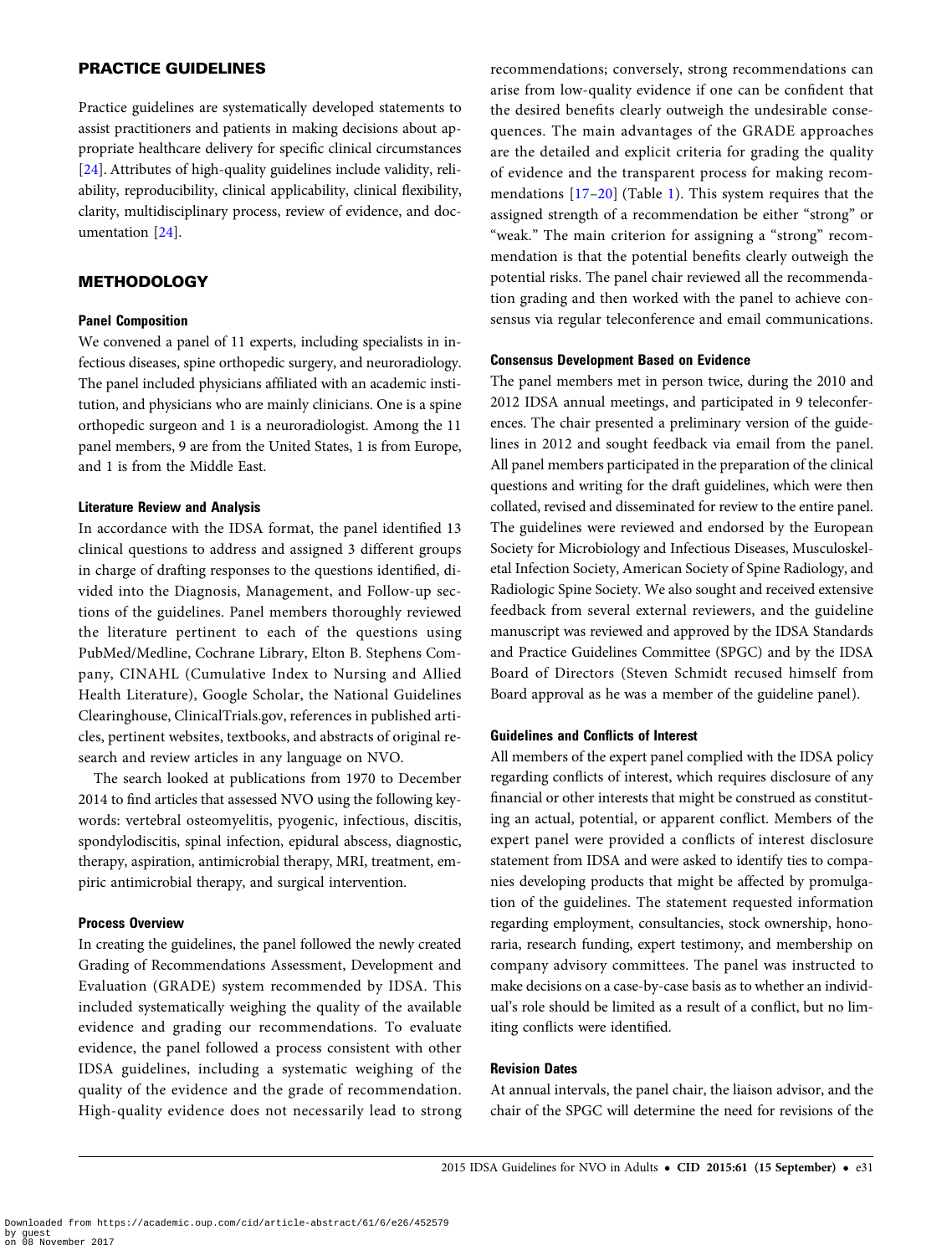## PRACTICE GUIDELINES

Practice guidelines are systematically developed statements to assist practitioners and patients in making decisions about appropriate healthcare delivery for specific clinical circumstances [24]. Attributes of high-quality guidelines include validity, reliability, reproducibility, clinical applicability, clinical flexibility, clarity, multidisciplinary process, review of evidence, and documentation [24].

## METHODOLOGY

### Panel Composition

We convened a panel of 11 experts, including specialists in infectious diseases, spine orthopedic surgery, and neuroradiology. The panel included physicians affiliated with an academic institution, and physicians who are mainly clinicians. One is a spine orthopedic surgeon and 1 is a neuroradiologist. Among the 11 panel members, 9 are from the United States, 1 is from Europe, and 1 is from the Middle East.

### Literature Review and Analysis

In accordance with the IDSA format, the panel identified 13 clinical questions to address and assigned 3 different groups in charge of drafting responses to the questions identified, divided into the Diagnosis, Management, and Follow-up sections of the guidelines. Panel members thoroughly reviewed the literature pertinent to each of the questions using PubMed/Medline, Cochrane Library, Elton B. Stephens Company, CINAHL (Cumulative Index to Nursing and Allied Health Literature), Google Scholar, the National Guidelines Clearinghouse, ClinicalTrials.gov, references in published articles, pertinent websites, textbooks, and abstracts of original research and review articles in any language on NVO.

The search looked at publications from 1970 to December 2014 to find articles that assessed NVO using the following keywords: vertebral osteomyelitis, pyogenic, infectious, discitis, spondylodiscitis, spinal infection, epidural abscess, diagnostic, therapy, aspiration, antimicrobial therapy, MRI, treatment, empiric antimicrobial therapy, and surgical intervention.

### Process Overview

In creating the guidelines, the panel followed the newly created Grading of Recommendations Assessment, Development and Evaluation (GRADE) system recommended by IDSA. This included systematically weighing the quality of the available evidence and grading our recommendations. To evaluate evidence, the panel followed a process consistent with other IDSA guidelines, including a systematic weighing of the quality of the evidence and the grade of recommendation. High-quality evidence does not necessarily lead to strong recommendations; conversely, strong recommendations can arise from low-quality evidence if one can be confident that the desired benefits clearly outweigh the undesirable consequences. The main advantages of the GRADE approaches are the detailed and explicit criteria for grading the quality of evidence and the transparent process for making recommendations [17–20] (Table 1). This system requires that the assigned strength of a recommendation be either "strong" or "weak." The main criterion for assigning a "strong" recommendation is that the potential benefits clearly outweigh the potential risks. The panel chair reviewed all the recommendation grading and then worked with the panel to achieve consensus via regular teleconference and email communications.

### Consensus Development Based on Evidence

The panel members met in person twice, during the 2010 and 2012 IDSA annual meetings, and participated in 9 teleconferences. The chair presented a preliminary version of the guidelines in 2012 and sought feedback via email from the panel. All panel members participated in the preparation of the clinical questions and writing for the draft guidelines, which were then collated, revised and disseminated for review to the entire panel. The guidelines were reviewed and endorsed by the European Society for Microbiology and Infectious Diseases, Musculoskeletal Infection Society, American Society of Spine Radiology, and Radiologic Spine Society. We also sought and received extensive feedback from several external reviewers, and the guideline manuscript was reviewed and approved by the IDSA Standards and Practice Guidelines Committee (SPGC) and by the IDSA Board of Directors (Steven Schmidt recused himself from Board approval as he was a member of the guideline panel).

### Guidelines and Conflicts of Interest

All members of the expert panel complied with the IDSA policy regarding conflicts of interest, which requires disclosure of any financial or other interests that might be construed as constituting an actual, potential, or apparent conflict. Members of the expert panel were provided a conflicts of interest disclosure statement from IDSA and were asked to identify ties to companies developing products that might be affected by promulgation of the guidelines. The statement requested information regarding employment, consultancies, stock ownership, honoraria, research funding, expert testimony, and membership on company advisory committees. The panel was instructed to make decisions on a case-by-case basis as to whether an individual's role should be limited as a result of a conflict, but no limiting conflicts were identified.

### Revision Dates

At annual intervals, the panel chair, the liaison advisor, and the chair of the SPGC will determine the need for revisions of the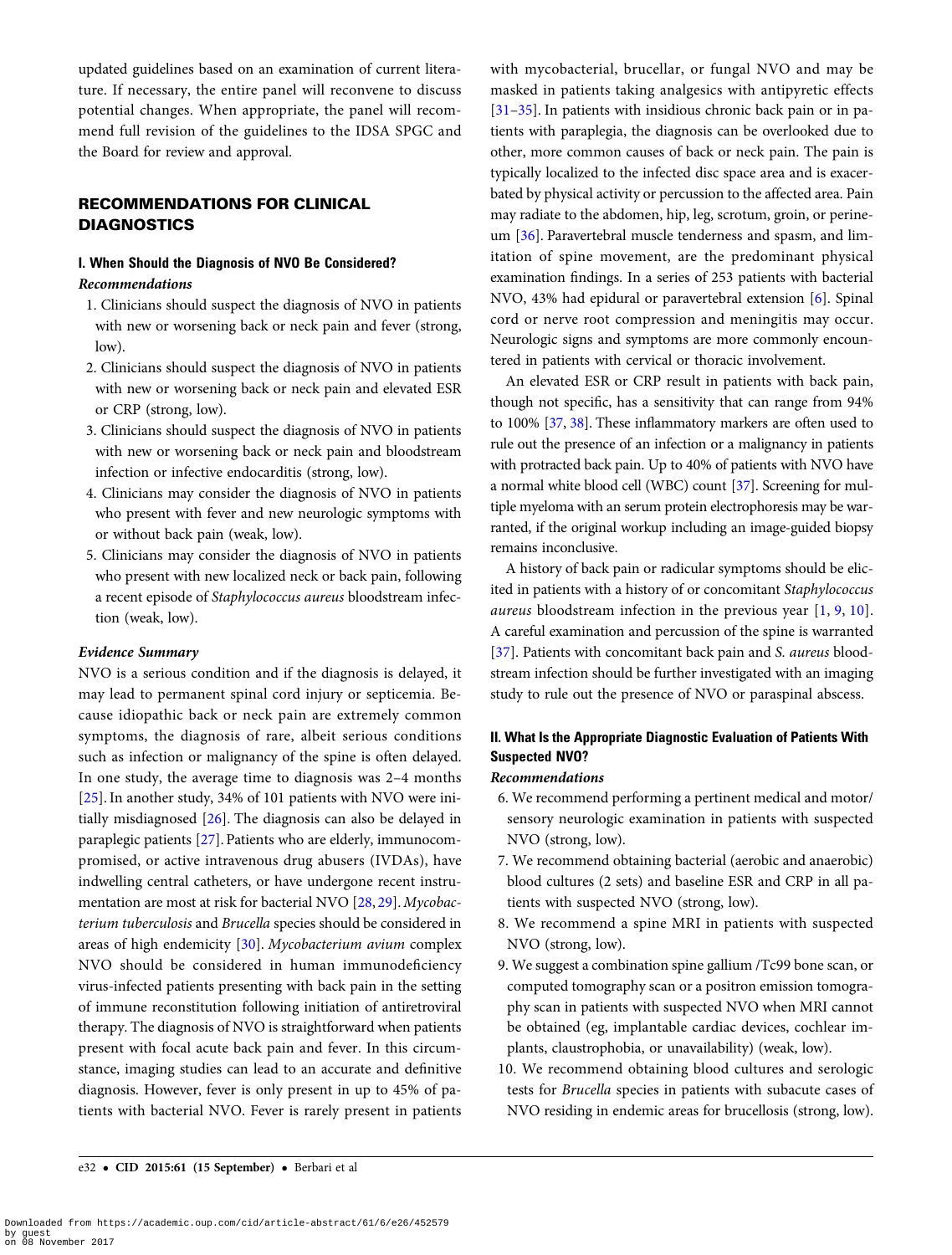updated guidelines based on an examination of current literature. If necessary, the entire panel will reconvene to discuss potential changes. When appropriate, the panel will recommend full revision of the guidelines to the IDSA SPGC and the Board for review and approval.

## RECOMMENDATIONS FOR CLINICAL DIAGNOSTICS

### I. When Should the Diagnosis of NVO Be Considered?

*Recommendations*

1. Clinicians should suspect the diagnosis of NVO in patients with new or worsening back or neck pain and fever (strong, low).
2. Clinicians should suspect the diagnosis of NVO in patients with new or worsening back or neck pain and elevated ESR or CRP (strong, low).
3. Clinicians should suspect the diagnosis of NVO in patients with new or worsening back or neck pain and bloodstream infection or infective endocarditis (strong, low).
4. Clinicians may consider the diagnosis of NVO in patients who present with fever and new neurologic symptoms with or without back pain (weak, low).
5. Clinicians may consider the diagnosis of NVO in patients who present with new localized neck or back pain, following a recent episode of *Staphylococcus aureus* bloodstream infection (weak, low).

*Evidence Summary*

NVO is a serious condition and if the diagnosis is delayed, it may lead to permanent spinal cord injury or septicemia. Because idiopathic back or neck pain are extremely common symptoms, the diagnosis of rare, albeit serious conditions such as infection or malignancy of the spine is often delayed. In one study, the average time to diagnosis was 2–4 months [25]. In another study, 34% of 101 patients with NVO were initially misdiagnosed [26]. The diagnosis can also be delayed in paraplegic patients [27]. Patients who are elderly, immunocompromised, or active intravenous drug abusers (IVDAs), have indwelling central catheters, or have undergone recent instrumentation are most at risk for bacterial NVO [28, 29]. *Mycobacterium tuberculosis* and *Brucella* species should be considered in areas of high endemicity [30]. *Mycobacterium avium* complex NVO should be considered in human immunodeficiency virus-infected patients presenting with back pain in the setting of immune reconstitution following initiation of antiretroviral therapy. The diagnosis of NVO is straightforward when patients present with focal acute back pain and fever. In this circumstance, imaging studies can lead to an accurate and definitive diagnosis. However, fever is only present in up to 45% of patients with bacterial NVO. Fever is rarely present in patients with mycobacterial, brucellar, or fungal NVO and may be masked in patients taking analgesics with antipyretic effects [31–35]. In patients with insidious chronic back pain or in patients with paraplegia, the diagnosis can be overlooked due to other, more common causes of back or neck pain. The pain is typically localized to the infected disc space area and is exacerbated by physical activity or percussion to the affected area. Pain may radiate to the abdomen, hip, leg, scrotum, groin, or perineum [36]. Paravertebral muscle tenderness and spasm, and limitation of spine movement, are the predominant physical examination findings. In a series of 253 patients with bacterial NVO, 43% had epidural or paravertebral extension [6]. Spinal cord or nerve root compression and meningitis may occur. Neurologic signs and symptoms are more commonly encountered in patients with cervical or thoracic involvement.

An elevated ESR or CRP result in patients with back pain, though not specific, has a sensitivity that can range from 94% to 100% [37, 38]. These inflammatory markers are often used to rule out the presence of an infection or a malignancy in patients with protracted back pain. Up to 40% of patients with NVO have a normal white blood cell (WBC) count [37]. Screening for multiple myeloma with an serum protein electrophoresis may be warranted, if the original workup including an image-guided biopsy remains inconclusive.

A history of back pain or radicular symptoms should be elicited in patients with a history of or concomitant *Staphylococcus aureus* bloodstream infection in the previous year [1, 9, 10]. A careful examination and percussion of the spine is warranted [37]. Patients with concomitant back pain and *S. aureus* bloodstream infection should be further investigated with an imaging study to rule out the presence of NVO or paraspinal abscess.

### II. What Is the Appropriate Diagnostic Evaluation of Patients With Suspected NVO?

*Recommendations*

6. We recommend performing a pertinent medical and motor/sensory neurologic examination in patients with suspected NVO (strong, low).
7. We recommend obtaining bacterial (aerobic and anaerobic) blood cultures (2 sets) and baseline ESR and CRP in all patients with suspected NVO (strong, low).
8. We recommend a spine MRI in patients with suspected NVO (strong, low).
9. We suggest a combination spine gallium /Tc99 bone scan, or computed tomography scan or a positron emission tomography scan in patients with suspected NVO when MRI cannot be obtained (eg, implantable cardiac devices, cochlear implants, claustrophobia, or unavailability) (weak, low).
10. We recommend obtaining blood cultures and serologic tests for *Brucella* species in patients with subacute cases of NVO residing in endemic areas for brucellosis (strong, low).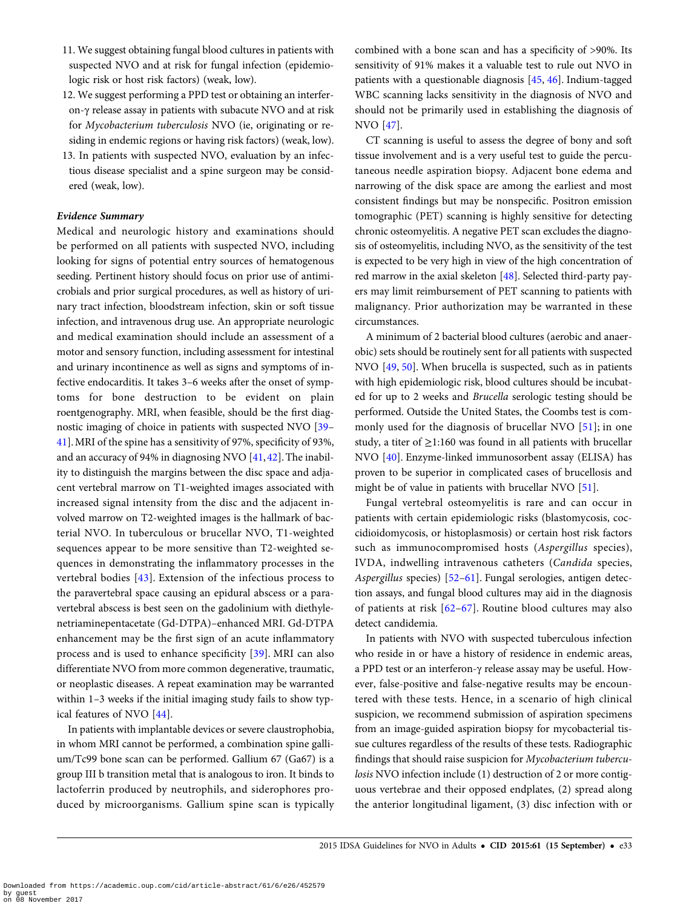11. We suggest obtaining fungal blood cultures in patients with suspected NVO and at risk for fungal infection (epidemiologic risk or host risk factors) (weak, low).
12. We suggest performing a PPD test or obtaining an interferon-γ release assay in patients with subacute NVO and at risk for *Mycobacterium tuberculosis* NVO (ie, originating or residing in endemic regions or having risk factors) (weak, low).
13. In patients with suspected NVO, evaluation by an infectious disease specialist and a spine surgeon may be considered (weak, low).

***Evidence Summary***

Medical and neurologic history and examinations should be performed on all patients with suspected NVO, including looking for signs of potential entry sources of hematogenous seeding. Pertinent history should focus on prior use of antimicrobials and prior surgical procedures, as well as history of urinary tract infection, bloodstream infection, skin or soft tissue infection, and intravenous drug use. An appropriate neurologic and medical examination should include an assessment of a motor and sensory function, including assessment for intestinal and urinary incontinence as well as signs and symptoms of infective endocarditis. It takes 3–6 weeks after the onset of symptoms for bone destruction to be evident on plain roentgenography. MRI, when feasible, should be the first diagnostic imaging of choice in patients with suspected NVO [39–41]. MRI of the spine has a sensitivity of 97%, specificity of 93%, and an accuracy of 94% in diagnosing NVO [41, 42]. The inability to distinguish the margins between the disc space and adjacent vertebral marrow on T1-weighted images associated with increased signal intensity from the disc and the adjacent involved marrow on T2-weighted images is the hallmark of bacterial NVO. In tuberculous or brucellar NVO, T1-weighted sequences appear to be more sensitive than T2-weighted sequences in demonstrating the inflammatory processes in the vertebral bodies [43]. Extension of the infectious process to the paravertebral space causing an epidural abscess or a paravertebral abscess is best seen on the gadolinium with diethylenetriaminepentacetate (Gd-DTPA)–enhanced MRI. Gd-DTPA enhancement may be the first sign of an acute inflammatory process and is used to enhance specificity [39]. MRI can also differentiate NVO from more common degenerative, traumatic, or neoplastic diseases. A repeat examination may be warranted within 1–3 weeks if the initial imaging study fails to show typical features of NVO [44].

In patients with implantable devices or severe claustrophobia, in whom MRI cannot be performed, a combination spine gallium/Tc99 bone scan can be performed. Gallium 67 (Ga67) is a group III b transition metal that is analogous to iron. It binds to lactoferrin produced by neutrophils, and siderophores produced by microorganisms. Gallium spine scan is typically combined with a bone scan and has a specificity of >90%. Its sensitivity of 91% makes it a valuable test to rule out NVO in patients with a questionable diagnosis [45, 46]. Indium-tagged WBC scanning lacks sensitivity in the diagnosis of NVO and should not be primarily used in establishing the diagnosis of NVO [47].

CT scanning is useful to assess the degree of bony and soft tissue involvement and is a very useful test to guide the percutaneous needle aspiration biopsy. Adjacent bone edema and narrowing of the disk space are among the earliest and most consistent findings but may be nonspecific. Positron emission tomographic (PET) scanning is highly sensitive for detecting chronic osteomyelitis. A negative PET scan excludes the diagnosis of osteomyelitis, including NVO, as the sensitivity of the test is expected to be very high in view of the high concentration of red marrow in the axial skeleton [48]. Selected third-party payers may limit reimbursement of PET scanning to patients with malignancy. Prior authorization may be warranted in these circumstances.

A minimum of 2 bacterial blood cultures (aerobic and anaerobic) sets should be routinely sent for all patients with suspected NVO [49, 50]. When brucella is suspected, such as in patients with high epidemiologic risk, blood cultures should be incubated for up to 2 weeks and *Brucella* serologic testing should be performed. Outside the United States, the Coombs test is commonly used for the diagnosis of brucellar NVO [51]; in one study, a titer of ≥1:160 was found in all patients with brucellar NVO [40]. Enzyme-linked immunosorbent assay (ELISA) has proven to be superior in complicated cases of brucellosis and might be of value in patients with brucellar NVO [51].

Fungal vertebral osteomyelitis is rare and can occur in patients with certain epidemiologic risks (blastomycosis, coccidioidomycosis, or histoplasmosis) or certain host risk factors such as immunocompromised hosts (*Aspergillus* species), IVDA, indwelling intravenous catheters (*Candida* species, *Aspergillus* species) [52–61]. Fungal serologies, antigen detection assays, and fungal blood cultures may aid in the diagnosis of patients at risk [62–67]. Routine blood cultures may also detect candidemia.

In patients with NVO with suspected tuberculous infection who reside in or have a history of residence in endemic areas, a PPD test or an interferon-γ release assay may be useful. However, false-positive and false-negative results may be encountered with these tests. Hence, in a scenario of high clinical suspicion, we recommend submission of aspiration specimens from an image-guided aspiration biopsy for mycobacterial tissue cultures regardless of the results of these tests. Radiographic findings that should raise suspicion for *Mycobacterium tuberculosis* NVO infection include (1) destruction of 2 or more contiguous vertebrae and their opposed endplates, (2) spread along the anterior longitudinal ligament, (3) disc infection with or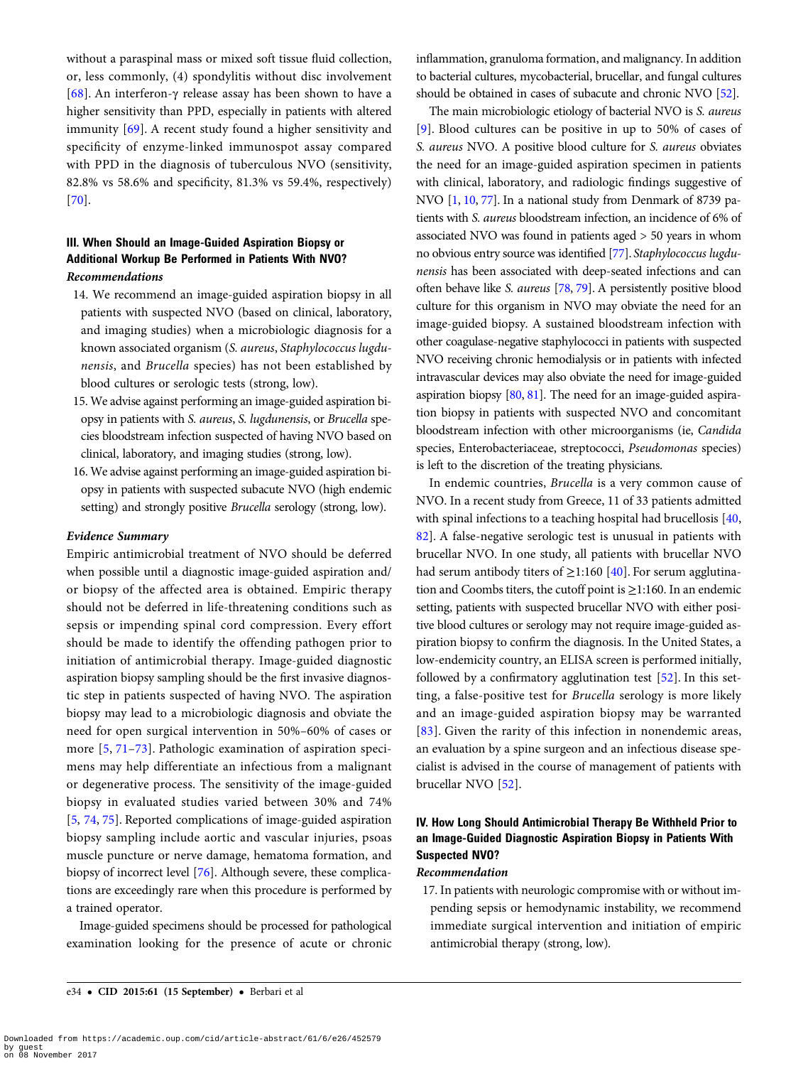without a paraspinal mass or mixed soft tissue fluid collection, or, less commonly, (4) spondylitis without disc involvement [68]. An interferon-γ release assay has been shown to have a higher sensitivity than PPD, especially in patients with altered immunity [69]. A recent study found a higher sensitivity and specificity of enzyme-linked immunospot assay compared with PPD in the diagnosis of tuberculous NVO (sensitivity, 82.8% vs 58.6% and specificity, 81.3% vs 59.4%, respectively) [70].

### III. When Should an Image-Guided Aspiration Biopsy or Additional Workup Be Performed in Patients With NVO?

#### *Recommendations*

14. We recommend an image-guided aspiration biopsy in all patients with suspected NVO (based on clinical, laboratory, and imaging studies) when a microbiologic diagnosis for a known associated organism (*S. aureus*, *Staphylococcus lugdunensis*, and *Brucella* species) has not been established by blood cultures or serologic tests (strong, low).
15. We advise against performing an image-guided aspiration biopsy in patients with *S. aureus*, *S. lugdunensis*, or *Brucella* species bloodstream infection suspected of having NVO based on clinical, laboratory, and imaging studies (strong, low).
16. We advise against performing an image-guided aspiration biopsy in patients with suspected subacute NVO (high endemic setting) and strongly positive *Brucella* serology (strong, low).

#### *Evidence Summary*

Empiric antimicrobial treatment of NVO should be deferred when possible until a diagnostic image-guided aspiration and/or biopsy of the affected area is obtained. Empiric therapy should not be deferred in life-threatening conditions such as sepsis or impending spinal cord compression. Every effort should be made to identify the offending pathogen prior to initiation of antimicrobial therapy. Image-guided diagnostic aspiration biopsy sampling should be the first invasive diagnostic step in patients suspected of having NVO. The aspiration biopsy may lead to a microbiologic diagnosis and obviate the need for open surgical intervention in 50%–60% of cases or more [5, 71–73]. Pathologic examination of aspiration specimens may help differentiate an infectious from a malignant or degenerative process. The sensitivity of the image-guided biopsy in evaluated studies varied between 30% and 74% [5, 74, 75]. Reported complications of image-guided aspiration biopsy sampling include aortic and vascular injuries, psoas muscle puncture or nerve damage, hematoma formation, and biopsy of incorrect level [76]. Although severe, these complications are exceedingly rare when this procedure is performed by a trained operator.

Image-guided specimens should be processed for pathological examination looking for the presence of acute or chronic inflammation, granuloma formation, and malignancy. In addition to bacterial cultures, mycobacterial, brucellar, and fungal cultures should be obtained in cases of subacute and chronic NVO [52].

The main microbiologic etiology of bacterial NVO is *S. aureus* [9]. Blood cultures can be positive in up to 50% of cases of *S. aureus* NVO. A positive blood culture for *S. aureus* obviates the need for an image-guided aspiration specimen in patients with clinical, laboratory, and radiologic findings suggestive of NVO [1, 10, 77]. In a national study from Denmark of 8739 patients with *S. aureus* bloodstream infection, an incidence of 6% of associated NVO was found in patients aged > 50 years in whom no obvious entry source was identified [77]. *Staphylococcus lugdunensis* has been associated with deep-seated infections and can often behave like *S. aureus* [78, 79]. A persistently positive blood culture for this organism in NVO may obviate the need for an image-guided biopsy. A sustained bloodstream infection with other coagulase-negative staphylococci in patients with suspected NVO receiving chronic hemodialysis or in patients with infected intravascular devices may also obviate the need for image-guided aspiration biopsy [80, 81]. The need for an image-guided aspiration biopsy in patients with suspected NVO and concomitant bloodstream infection with other microorganisms (ie, *Candida* species, Enterobacteriaceae, streptococci, *Pseudomonas* species) is left to the discretion of the treating physicians.

In endemic countries, *Brucella* is a very common cause of NVO. In a recent study from Greece, 11 of 33 patients admitted with spinal infections to a teaching hospital had brucellosis [40, 82]. A false-negative serologic test is unusual in patients with brucellar NVO. In one study, all patients with brucellar NVO had serum antibody titers of ≥1:160 [40]. For serum agglutination and Coombs titers, the cutoff point is ≥1:160. In an endemic setting, patients with suspected brucellar NVO with either positive blood cultures or serology may not require image-guided aspiration biopsy to confirm the diagnosis. In the United States, a low-endemicity country, an ELISA screen is performed initially, followed by a confirmatory agglutination test [52]. In this setting, a false-positive test for *Brucella* serology is more likely and an image-guided aspiration biopsy may be warranted [83]. Given the rarity of this infection in nonendemic areas, an evaluation by a spine surgeon and an infectious disease specialist is advised in the course of management of patients with brucellar NVO [52].

### IV. How Long Should Antimicrobial Therapy Be Withheld Prior to an Image-Guided Diagnostic Aspiration Biopsy in Patients With Suspected NVO?

#### *Recommendation*

17. In patients with neurologic compromise with or without impending sepsis or hemodynamic instability, we recommend immediate surgical intervention and initiation of empiric antimicrobial therapy (strong, low).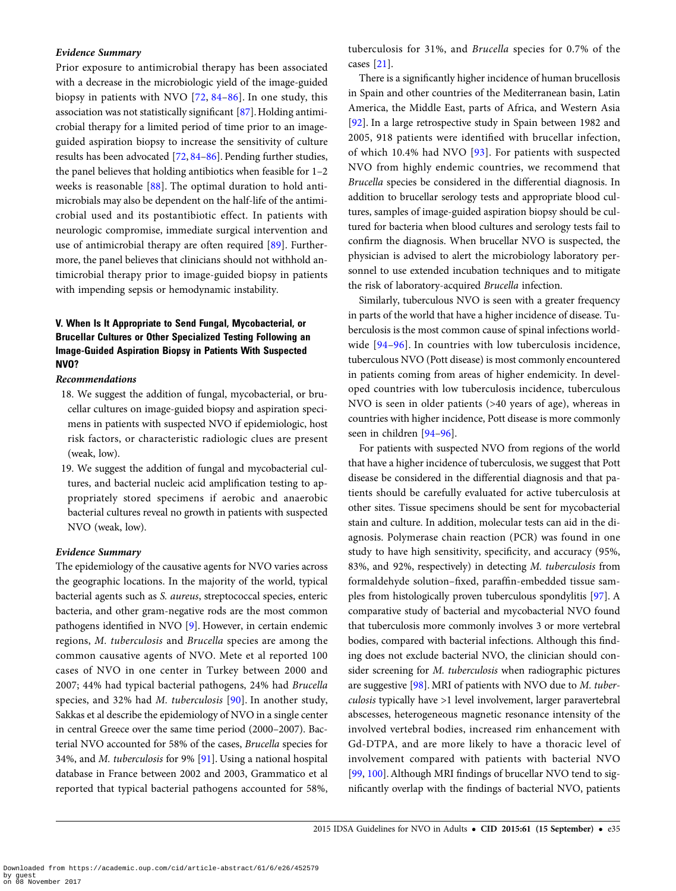### *Evidence Summary*

Prior exposure to antimicrobial therapy has been associated with a decrease in the microbiologic yield of the image-guided biopsy in patients with NVO [72, 84–86]. In one study, this association was not statistically significant [87]. Holding antimicrobial therapy for a limited period of time prior to an image-guided aspiration biopsy to increase the sensitivity of culture results has been advocated [72, 84–86]. Pending further studies, the panel believes that holding antibiotics when feasible for 1–2 weeks is reasonable [88]. The optimal duration to hold antimicrobials may also be dependent on the half-life of the antimicrobial used and its postantibiotic effect. In patients with neurologic compromise, immediate surgical intervention and use of antimicrobial therapy are often required [89]. Furthermore, the panel believes that clinicians should not withhold antimicrobial therapy prior to image-guided biopsy in patients with impending sepsis or hemodynamic instability.

## V. When Is It Appropriate to Send Fungal, Mycobacterial, or Brucellar Cultures or Other Specialized Testing Following an Image-Guided Aspiration Biopsy in Patients With Suspected NVO?

### *Recommendations*

18. We suggest the addition of fungal, mycobacterial, or brucellar cultures on image-guided biopsy and aspiration specimens in patients with suspected NVO if epidemiologic, host risk factors, or characteristic radiologic clues are present (weak, low).
19. We suggest the addition of fungal and mycobacterial cultures, and bacterial nucleic acid amplification testing to appropriately stored specimens if aerobic and anaerobic bacterial cultures reveal no growth in patients with suspected NVO (weak, low).

### *Evidence Summary*

The epidemiology of the causative agents for NVO varies across the geographic locations. In the majority of the world, typical bacterial agents such as *S. aureus*, streptococcal species, enteric bacteria, and other gram-negative rods are the most common pathogens identified in NVO [9]. However, in certain endemic regions, *M. tuberculosis* and *Brucella* species are among the common causative agents of NVO. Mete et al reported 100 cases of NVO in one center in Turkey between 2000 and 2007; 44% had typical bacterial pathogens, 24% had *Brucella* species, and 32% had *M. tuberculosis* [90]. In another study, Sakkas et al describe the epidemiology of NVO in a single center in central Greece over the same time period (2000–2007). Bacterial NVO accounted for 58% of the cases, *Brucella* species for 34%, and *M. tuberculosis* for 9% [91]. Using a national hospital database in France between 2002 and 2003, Grammatico et al reported that typical bacterial pathogens accounted for 58%, tuberculosis for 31%, and *Brucella* species for 0.7% of the cases [21].

There is a significantly higher incidence of human brucellosis in Spain and other countries of the Mediterranean basin, Latin America, the Middle East, parts of Africa, and Western Asia [92]. In a large retrospective study in Spain between 1982 and 2005, 918 patients were identified with brucellar infection, of which 10.4% had NVO [93]. For patients with suspected NVO from highly endemic countries, we recommend that *Brucella* species be considered in the differential diagnosis. In addition to brucellar serology tests and appropriate blood cultures, samples of image-guided aspiration biopsy should be cultured for bacteria when blood cultures and serology tests fail to confirm the diagnosis. When brucellar NVO is suspected, the physician is advised to alert the microbiology laboratory personnel to use extended incubation techniques and to mitigate the risk of laboratory-acquired *Brucella* infection.

Similarly, tuberculous NVO is seen with a greater frequency in parts of the world that have a higher incidence of disease. Tuberculosis is the most common cause of spinal infections worldwide [94–96]. In countries with low tuberculosis incidence, tuberculous NVO (Pott disease) is most commonly encountered in patients coming from areas of higher endemicity. In developed countries with low tuberculosis incidence, tuberculous NVO is seen in older patients (>40 years of age), whereas in countries with higher incidence, Pott disease is more commonly seen in children [94–96].

For patients with suspected NVO from regions of the world that have a higher incidence of tuberculosis, we suggest that Pott disease be considered in the differential diagnosis and that patients should be carefully evaluated for active tuberculosis at other sites. Tissue specimens should be sent for mycobacterial stain and culture. In addition, molecular tests can aid in the diagnosis. Polymerase chain reaction (PCR) was found in one study to have high sensitivity, specificity, and accuracy (95%, 83%, and 92%, respectively) in detecting *M. tuberculosis* from formaldehyde solution–fixed, paraffin-embedded tissue samples from histologically proven tuberculous spondylitis [97]. A comparative study of bacterial and mycobacterial NVO found that tuberculosis more commonly involves 3 or more vertebral bodies, compared with bacterial infections. Although this finding does not exclude bacterial NVO, the clinician should consider screening for *M. tuberculosis* when radiographic pictures are suggestive [98]. MRI of patients with NVO due to *M. tuberculosis* typically have >1 level involvement, larger paravertebral abscesses, heterogeneous magnetic resonance intensity of the involved vertebral bodies, increased rim enhancement with Gd-DTPA, and are more likely to have a thoracic level of involvement compared with patients with bacterial NVO [99, 100]. Although MRI findings of brucellar NVO tend to significantly overlap with the findings of bacterial NVO, patients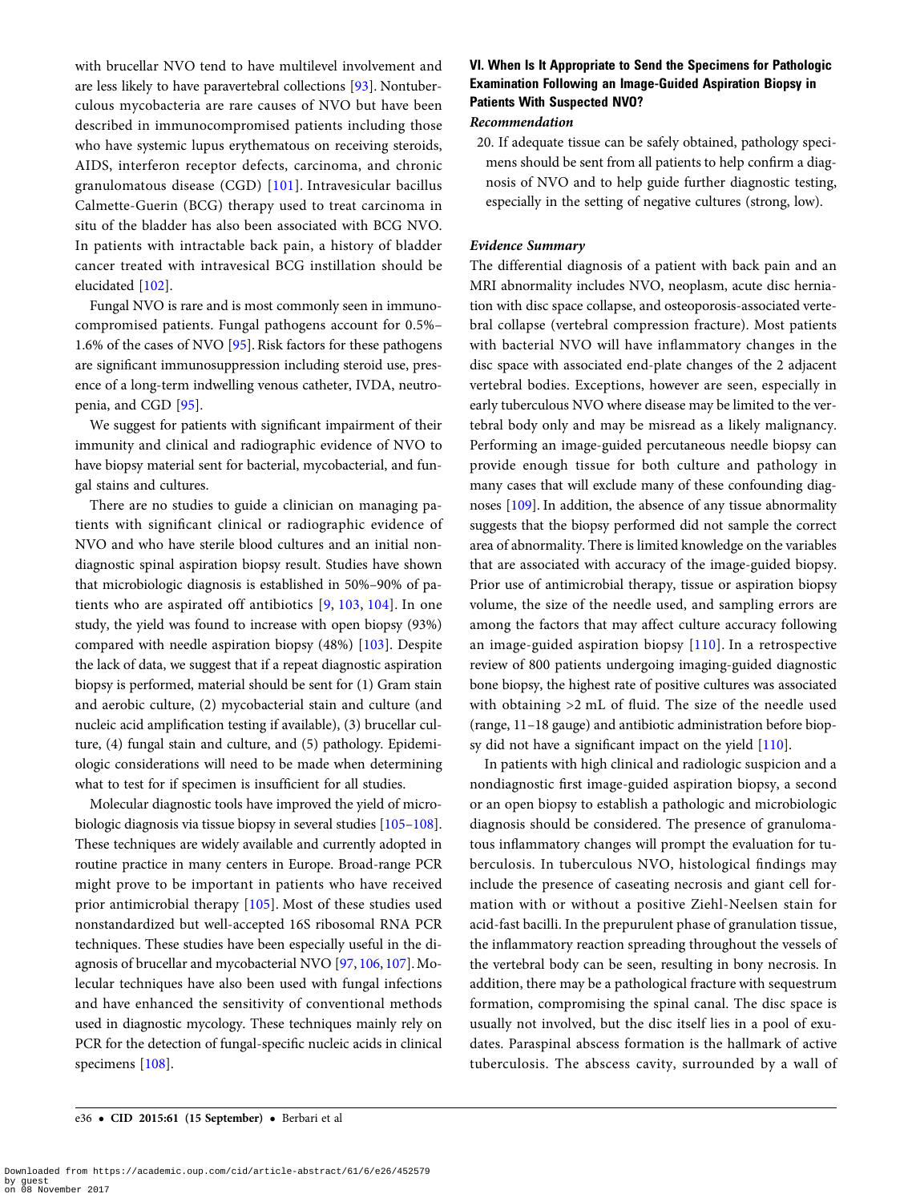with brucellar NVO tend to have multilevel involvement and are less likely to have paravertebral collections [93]. Nontuberculous mycobacteria are rare causes of NVO but have been described in immunocompromised patients including those who have systemic lupus erythematous on receiving steroids, AIDS, interferon receptor defects, carcinoma, and chronic granulomatous disease (CGD) [101]. Intravesicular bacillus Calmette-Guerin (BCG) therapy used to treat carcinoma in situ of the bladder has also been associated with BCG NVO. In patients with intractable back pain, a history of bladder cancer treated with intravesical BCG instillation should be elucidated [102].

Fungal NVO is rare and is most commonly seen in immunocompromised patients. Fungal pathogens account for 0.5%–1.6% of the cases of NVO [95]. Risk factors for these pathogens are significant immunosuppression including steroid use, presence of a long-term indwelling venous catheter, IVDA, neutropenia, and CGD [95].

We suggest for patients with significant impairment of their immunity and clinical and radiographic evidence of NVO to have biopsy material sent for bacterial, mycobacterial, and fungal stains and cultures.

There are no studies to guide a clinician on managing patients with significant clinical or radiographic evidence of NVO and who have sterile blood cultures and an initial nondiagnostic spinal aspiration biopsy result. Studies have shown that microbiologic diagnosis is established in 50%–90% of patients who are aspirated off antibiotics [9, 103, 104]. In one study, the yield was found to increase with open biopsy (93%) compared with needle aspiration biopsy (48%) [103]. Despite the lack of data, we suggest that if a repeat diagnostic aspiration biopsy is performed, material should be sent for (1) Gram stain and aerobic culture, (2) mycobacterial stain and culture (and nucleic acid amplification testing if available), (3) brucellar culture, (4) fungal stain and culture, and (5) pathology. Epidemiologic considerations will need to be made when determining what to test for if specimen is insufficient for all studies.

Molecular diagnostic tools have improved the yield of microbiologic diagnosis via tissue biopsy in several studies [105–108]. These techniques are widely available and currently adopted in routine practice in many centers in Europe. Broad-range PCR might prove to be important in patients who have received prior antimicrobial therapy [105]. Most of these studies used nonstandardized but well-accepted 16S ribosomal RNA PCR techniques. These studies have been especially useful in the diagnosis of brucellar and mycobacterial NVO [97, 106, 107]. Molecular techniques have also been used with fungal infections and have enhanced the sensitivity of conventional methods used in diagnostic mycology. These techniques mainly rely on PCR for the detection of fungal-specific nucleic acids in clinical specimens [108].

### VI. When Is It Appropriate to Send the Specimens for Pathologic Examination Following an Image-Guided Aspiration Biopsy in Patients With Suspected NVO?

#### *Recommendation*

20. If adequate tissue can be safely obtained, pathology specimens should be sent from all patients to help confirm a diagnosis of NVO and to help guide further diagnostic testing, especially in the setting of negative cultures (strong, low).

#### *Evidence Summary*

The differential diagnosis of a patient with back pain and an MRI abnormality includes NVO, neoplasm, acute disc herniation with disc space collapse, and osteoporosis-associated vertebral collapse (vertebral compression fracture). Most patients with bacterial NVO will have inflammatory changes in the disc space with associated end-plate changes of the 2 adjacent vertebral bodies. Exceptions, however are seen, especially in early tuberculous NVO where disease may be limited to the vertebral body only and may be misread as a likely malignancy. Performing an image-guided percutaneous needle biopsy can provide enough tissue for both culture and pathology in many cases that will exclude many of these confounding diagnoses [109]. In addition, the absence of any tissue abnormality suggests that the biopsy performed did not sample the correct area of abnormality. There is limited knowledge on the variables that are associated with accuracy of the image-guided biopsy. Prior use of antimicrobial therapy, tissue or aspiration biopsy volume, the size of the needle used, and sampling errors are among the factors that may affect culture accuracy following an image-guided aspiration biopsy [110]. In a retrospective review of 800 patients undergoing imaging-guided diagnostic bone biopsy, the highest rate of positive cultures was associated with obtaining >2 mL of fluid. The size of the needle used (range, 11–18 gauge) and antibiotic administration before biopsy did not have a significant impact on the yield [110].

In patients with high clinical and radiologic suspicion and a nondiagnostic first image-guided aspiration biopsy, a second or an open biopsy to establish a pathologic and microbiologic diagnosis should be considered. The presence of granulomatous inflammatory changes will prompt the evaluation for tuberculosis. In tuberculous NVO, histological findings may include the presence of caseating necrosis and giant cell formation with or without a positive Ziehl-Neelsen stain for acid-fast bacilli. In the prepurulent phase of granulation tissue, the inflammatory reaction spreading throughout the vessels of the vertebral body can be seen, resulting in bony necrosis. In addition, there may be a pathological fracture with sequestrum formation, compromising the spinal canal. The disc space is usually not involved, but the disc itself lies in a pool of exudates. Paraspinal abscess formation is the hallmark of active tuberculosis. The abscess cavity, surrounded by a wall of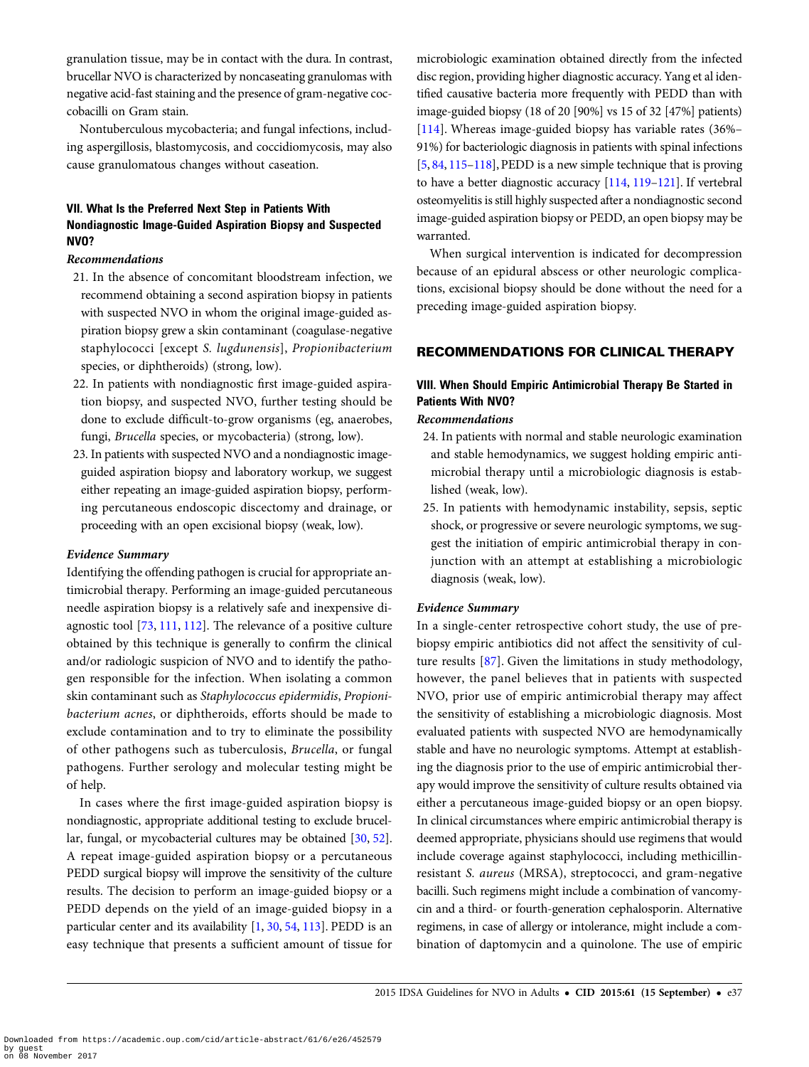granulation tissue, may be in contact with the dura. In contrast, brucellar NVO is characterized by noncaseating granulomas with negative acid-fast staining and the presence of gram-negative coccobacilli on Gram stain.

Nontuberculous mycobacteria; and fungal infections, including aspergillosis, blastomycosis, and coccidiomycosis, may also cause granulomatous changes without caseation.

### VII. What Is the Preferred Next Step in Patients With Nondiagnostic Image-Guided Aspiration Biopsy and Suspected NVO?

#### *Recommendations*

21. In the absence of concomitant bloodstream infection, we recommend obtaining a second aspiration biopsy in patients with suspected NVO in whom the original image-guided aspiration biopsy grew a skin contaminant (coagulase-negative staphylococci [except *S. lugdunensis*], *Propionibacterium* species, or diphtheroids) (strong, low).
22. In patients with nondiagnostic first image-guided aspiration biopsy, and suspected NVO, further testing should be done to exclude difficult-to-grow organisms (eg, anaerobes, fungi, *Brucella* species, or mycobacteria) (strong, low).
23. In patients with suspected NVO and a nondiagnostic image-guided aspiration biopsy and laboratory workup, we suggest either repeating an image-guided aspiration biopsy, performing percutaneous endoscopic discectomy and drainage, or proceeding with an open excisional biopsy (weak, low).

#### *Evidence Summary*

Identifying the offending pathogen is crucial for appropriate antimicrobial therapy. Performing an image-guided percutaneous needle aspiration biopsy is a relatively safe and inexpensive diagnostic tool [73, 111, 112]. The relevance of a positive culture obtained by this technique is generally to confirm the clinical and/or radiologic suspicion of NVO and to identify the pathogen responsible for the infection. When isolating a common skin contaminant such as *Staphylococcus epidermidis*, *Propionibacterium acnes*, or diphtheroids, efforts should be made to exclude contamination and to try to eliminate the possibility of other pathogens such as tuberculosis, *Brucella*, or fungal pathogens. Further serology and molecular testing might be of help.

In cases where the first image-guided aspiration biopsy is nondiagnostic, appropriate additional testing to exclude brucellar, fungal, or mycobacterial cultures may be obtained [30, 52]. A repeat image-guided aspiration biopsy or a percutaneous PEDD surgical biopsy will improve the sensitivity of the culture results. The decision to perform an image-guided biopsy or a PEDD depends on the yield of an image-guided biopsy in a particular center and its availability [1, 30, 54, 113]. PEDD is an easy technique that presents a sufficient amount of tissue for microbiologic examination obtained directly from the infected disc region, providing higher diagnostic accuracy. Yang et al identified causative bacteria more frequently with PEDD than with image-guided biopsy (18 of 20 [90%] vs 15 of 32 [47%] patients) [114]. Whereas image-guided biopsy has variable rates (36%–91%) for bacteriologic diagnosis in patients with spinal infections [5, 84, 115–118], PEDD is a new simple technique that is proving to have a better diagnostic accuracy [114, 119–121]. If vertebral osteomyelitis is still highly suspected after a nondiagnostic second image-guided aspiration biopsy or PEDD, an open biopsy may be warranted.

When surgical intervention is indicated for decompression because of an epidural abscess or other neurologic complications, excisional biopsy should be done without the need for a preceding image-guided aspiration biopsy.

## RECOMMENDATIONS FOR CLINICAL THERAPY

### VIII. When Should Empiric Antimicrobial Therapy Be Started in Patients With NVO?

#### *Recommendations*

24. In patients with normal and stable neurologic examination and stable hemodynamics, we suggest holding empiric antimicrobial therapy until a microbiologic diagnosis is established (weak, low).
25. In patients with hemodynamic instability, sepsis, septic shock, or progressive or severe neurologic symptoms, we suggest the initiation of empiric antimicrobial therapy in conjunction with an attempt at establishing a microbiologic diagnosis (weak, low).

#### *Evidence Summary*

In a single-center retrospective cohort study, the use of prebiopsy empiric antibiotics did not affect the sensitivity of culture results [87]. Given the limitations in study methodology, however, the panel believes that in patients with suspected NVO, prior use of empiric antimicrobial therapy may affect the sensitivity of establishing a microbiologic diagnosis. Most evaluated patients with suspected NVO are hemodynamically stable and have no neurologic symptoms. Attempt at establishing the diagnosis prior to the use of empiric antimicrobial therapy would improve the sensitivity of culture results obtained via either a percutaneous image-guided biopsy or an open biopsy. In clinical circumstances where empiric antimicrobial therapy is deemed appropriate, physicians should use regimens that would include coverage against staphylococci, including methicillin-resistant *S. aureus* (MRSA), streptococci, and gram-negative bacilli. Such regimens might include a combination of vancomycin and a third- or fourth-generation cephalosporin. Alternative regimens, in case of allergy or intolerance, might include a combination of daptomycin and a quinolone. The use of empiric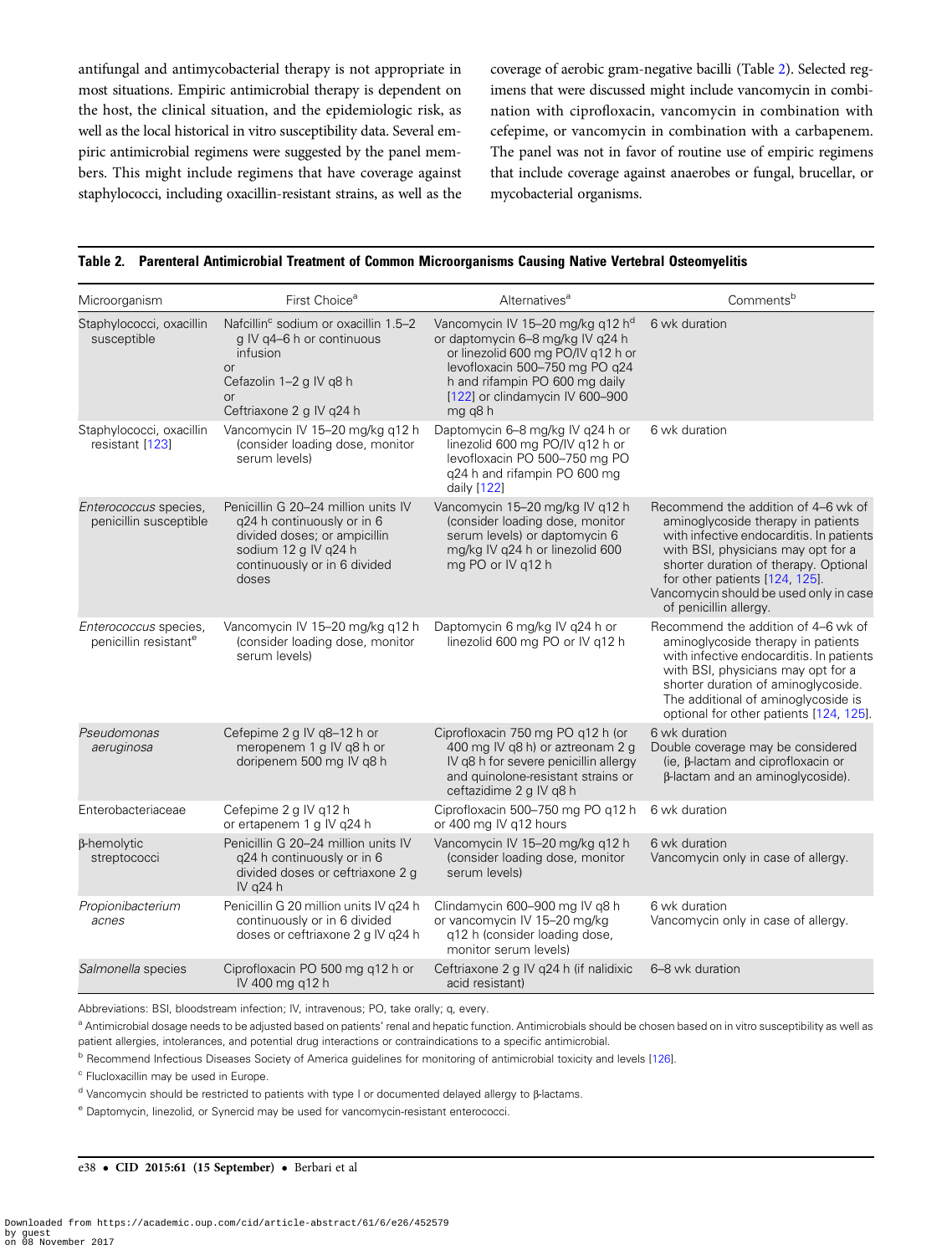antifungal and antimycobacterial therapy is not appropriate in most situations. Empiric antimicrobial therapy is dependent on the host, the clinical situation, and the epidemiologic risk, as well as the local historical in vitro susceptibility data. Several empiric antimicrobial regimens were suggested by the panel members. This might include regimens that have coverage against staphylococci, including oxacillin-resistant strains, as well as the coverage of aerobic gram-negative bacilli (Table 2). Selected regimens that were discussed might include vancomycin in combination with ciprofloxacin, vancomycin in combination with cefepime, or vancomycin in combination with a carbapenem. The panel was not in favor of routine use of empiric regimens that include coverage against anaerobes or fungal, brucellar, or mycobacterial organisms.

**Table 2. Parenteral Antimicrobial Treatment of Common Microorganisms Causing Native Vertebral Osteomyelitis**

| Microorganism | First Choice[a] | Alternatives[a] | Comments[b] |
|---|---|---|---|
| Staphylococci, oxacillin susceptible | Nafcillin[c] sodium or oxacillin 1.5–2 g IV q4–6 h or continuous infusion<br>or<br>Cefazolin 1–2 g IV q8 h<br>or<br>Ceftriaxone 2 g IV q24 h | Vancomycin IV 15–20 mg/kg q12 h[d] or daptomycin 6–8 mg/kg IV q24 h or linezolid 600 mg PO/IV q12 h or levofloxacin 500–750 mg PO q24 h and rifampin PO 600 mg daily [122] or clindamycin IV 600–900 mg q8 h | 6 wk duration |
| Staphylococci, oxacillin resistant [123] | Vancomycin IV 15–20 mg/kg q12 h (consider loading dose, monitor serum levels) | Daptomycin 6–8 mg/kg IV q24 h or linezolid 600 mg PO/IV q12 h or levofloxacin PO 500–750 mg PO q24 h and rifampin PO 600 mg daily [122] | 6 wk duration |
| *Enterococcus* species, penicillin susceptible | Penicillin G 20–24 million units IV q24 h continuously or in 6 divided doses; or ampicillin sodium 12 g IV q24 h continuously or in 6 divided doses | Vancomycin 15–20 mg/kg IV q12 h (consider loading dose, monitor serum levels) or daptomycin 6 mg/kg IV q24 h or linezolid 600 mg PO or IV q12 h | Recommend the addition of 4–6 wk of aminoglycoside therapy in patients with infective endocarditis. In patients with BSI, physicians may opt for a shorter duration of therapy. Optional for other patients [124, 125].<br>Vancomycin should be used only in case of penicillin allergy. |
| *Enterococcus* species, penicillin resistant[e] | Vancomycin IV 15–20 mg/kg q12 h (consider loading dose, monitor serum levels) | Daptomycin 6 mg/kg IV q24 h or linezolid 600 mg PO or IV q12 h | Recommend the addition of 4–6 wk of aminoglycoside therapy in patients with infective endocarditis. In patients with BSI, physicians may opt for a shorter duration of aminoglycoside. The additional of aminoglycoside is optional for other patients [124, 125]. |
| *Pseudomonas aeruginosa* | Cefepime 2 g IV q8–12 h or meropenem 1 g IV q8 h or doripenem 500 mg IV q8 h | Ciprofloxacin 750 mg PO q12 h (or 400 mg IV q8 h) or aztreonam 2 g IV q8 h for severe penicillin allergy and quinolone-resistant strains or ceftazidime 2 g IV q8 h | 6 wk duration<br>Double coverage may be considered (ie, β-lactam and ciprofloxacin or β-lactam and an aminoglycoside). |
| Enterobacteriaceae | Cefepime 2 g IV q12 h or ertapenem 1 g IV q24 h | Ciprofloxacin 500–750 mg PO q12 h or 400 mg IV q12 hours | 6 wk duration |
| β-hemolytic streptococci | Penicillin G 20–24 million units IV q24 h continuously or in 6 divided doses or ceftriaxone 2 g IV q24 h | Vancomycin IV 15–20 mg/kg q12 h (consider loading dose, monitor serum levels) | 6 wk duration<br>Vancomycin only in case of allergy. |
| *Propionibacterium acnes* | Penicillin G 20 million units IV q24 h continuously or in 6 divided doses or ceftriaxone 2 g IV q24 h | Clindamycin 600–900 mg IV q8 h or vancomycin IV 15–20 mg/kg q12 h (consider loading dose, monitor serum levels) | 6 wk duration<br>Vancomycin only in case of allergy. |
| *Salmonella* species | Ciprofloxacin PO 500 mg q12 h or IV 400 mg q12 h | Ceftriaxone 2 g IV q24 h (if nalidixic acid resistant) | 6–8 wk duration |

Abbreviations: BSI, bloodstream infection; IV, intravenous; PO, take orally; q, every.

[a] Antimicrobial dosage needs to be adjusted based on patients' renal and hepatic function. Antimicrobials should be chosen based on in vitro susceptibility as well as patient allergies, intolerances, and potential drug interactions or contraindications to a specific antimicrobial.

[b] Recommend Infectious Diseases Society of America guidelines for monitoring of antimicrobial toxicity and levels [126].

[c] Flucloxacillin may be used in Europe.

[d] Vancomycin should be restricted to patients with type I or documented delayed allergy to β-lactams.

[e] Daptomycin, linezolid, or Synercid may be used for vancomycin-resistant enterococci.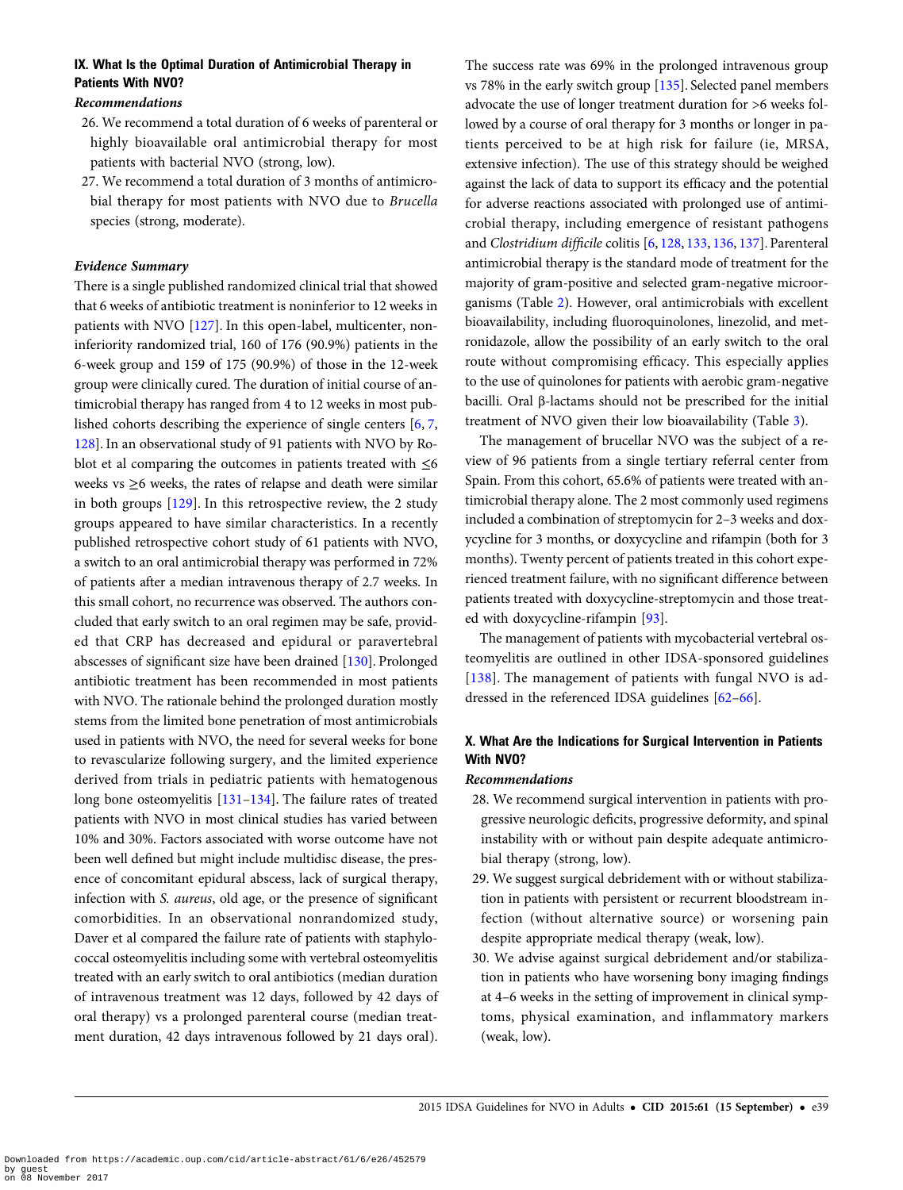## IX. What Is the Optimal Duration of Antimicrobial Therapy in Patients With NVO?

### *Recommendations*

26. We recommend a total duration of 6 weeks of parenteral or highly bioavailable oral antimicrobial therapy for most patients with bacterial NVO (strong, low).
27. We recommend a total duration of 3 months of antimicrobial therapy for most patients with NVO due to *Brucella* species (strong, moderate).

### *Evidence Summary*

There is a single published randomized clinical trial that showed that 6 weeks of antibiotic treatment is noninferior to 12 weeks in patients with NVO [127]. In this open-label, multicenter, noninferiority randomized trial, 160 of 176 (90.9%) patients in the 6-week group and 159 of 175 (90.9%) of those in the 12-week group were clinically cured. The duration of initial course of antimicrobial therapy has ranged from 4 to 12 weeks in most published cohorts describing the experience of single centers [6, 7, 128]. In an observational study of 91 patients with NVO by Roblot et al comparing the outcomes in patients treated with ≤6 weeks vs ≥6 weeks, the rates of relapse and death were similar in both groups [129]. In this retrospective review, the 2 study groups appeared to have similar characteristics. In a recently published retrospective cohort study of 61 patients with NVO, a switch to an oral antimicrobial therapy was performed in 72% of patients after a median intravenous therapy of 2.7 weeks. In this small cohort, no recurrence was observed. The authors concluded that early switch to an oral regimen may be safe, provided that CRP has decreased and epidural or paravertebral abscesses of significant size have been drained [130]. Prolonged antibiotic treatment has been recommended in most patients with NVO. The rationale behind the prolonged duration mostly stems from the limited bone penetration of most antimicrobials used in patients with NVO, the need for several weeks for bone to revascularize following surgery, and the limited experience derived from trials in pediatric patients with hematogenous long bone osteomyelitis [131–134]. The failure rates of treated patients with NVO in most clinical studies has varied between 10% and 30%. Factors associated with worse outcome have not been well defined but might include multidisc disease, the presence of concomitant epidural abscess, lack of surgical therapy, infection with *S. aureus*, old age, or the presence of significant comorbidities. In an observational nonrandomized study, Daver et al compared the failure rate of patients with staphylococcal osteomyelitis including some with vertebral osteomyelitis treated with an early switch to oral antibiotics (median duration of intravenous treatment was 12 days, followed by 42 days of oral therapy) vs a prolonged parenteral course (median treatment duration, 42 days intravenous followed by 21 days oral). The success rate was 69% in the prolonged intravenous group vs 78% in the early switch group [135]. Selected panel members advocate the use of longer treatment duration for >6 weeks followed by a course of oral therapy for 3 months or longer in patients perceived to be at high risk for failure (ie, MRSA, extensive infection). The use of this strategy should be weighed against the lack of data to support its efficacy and the potential for adverse reactions associated with prolonged use of antimicrobial therapy, including emergence of resistant pathogens and *Clostridium difficile* colitis [6, 128, 133, 136, 137]. Parenteral antimicrobial therapy is the standard mode of treatment for the majority of gram-positive and selected gram-negative microorganisms (Table 2). However, oral antimicrobials with excellent bioavailability, including fluoroquinolones, linezolid, and metronidazole, allow the possibility of an early switch to the oral route without compromising efficacy. This especially applies to the use of quinolones for patients with aerobic gram-negative bacilli. Oral β-lactams should not be prescribed for the initial treatment of NVO given their low bioavailability (Table 3).

The management of brucellar NVO was the subject of a review of 96 patients from a single tertiary referral center from Spain. From this cohort, 65.6% of patients were treated with antimicrobial therapy alone. The 2 most commonly used regimens included a combination of streptomycin for 2–3 weeks and doxycycline for 3 months, or doxycycline and rifampin (both for 3 months). Twenty percent of patients treated in this cohort experienced treatment failure, with no significant difference between patients treated with doxycycline-streptomycin and those treated with doxycycline-rifampin [93].

The management of patients with mycobacterial vertebral osteomyelitis are outlined in other IDSA-sponsored guidelines [138]. The management of patients with fungal NVO is addressed in the referenced IDSA guidelines [62–66].

## X. What Are the Indications for Surgical Intervention in Patients With NVO?

### *Recommendations*

28. We recommend surgical intervention in patients with progressive neurologic deficits, progressive deformity, and spinal instability with or without pain despite adequate antimicrobial therapy (strong, low).
29. We suggest surgical debridement with or without stabilization in patients with persistent or recurrent bloodstream infection (without alternative source) or worsening pain despite appropriate medical therapy (weak, low).
30. We advise against surgical debridement and/or stabilization in patients who have worsening bony imaging findings at 4–6 weeks in the setting of improvement in clinical symptoms, physical examination, and inflammatory markers (weak, low).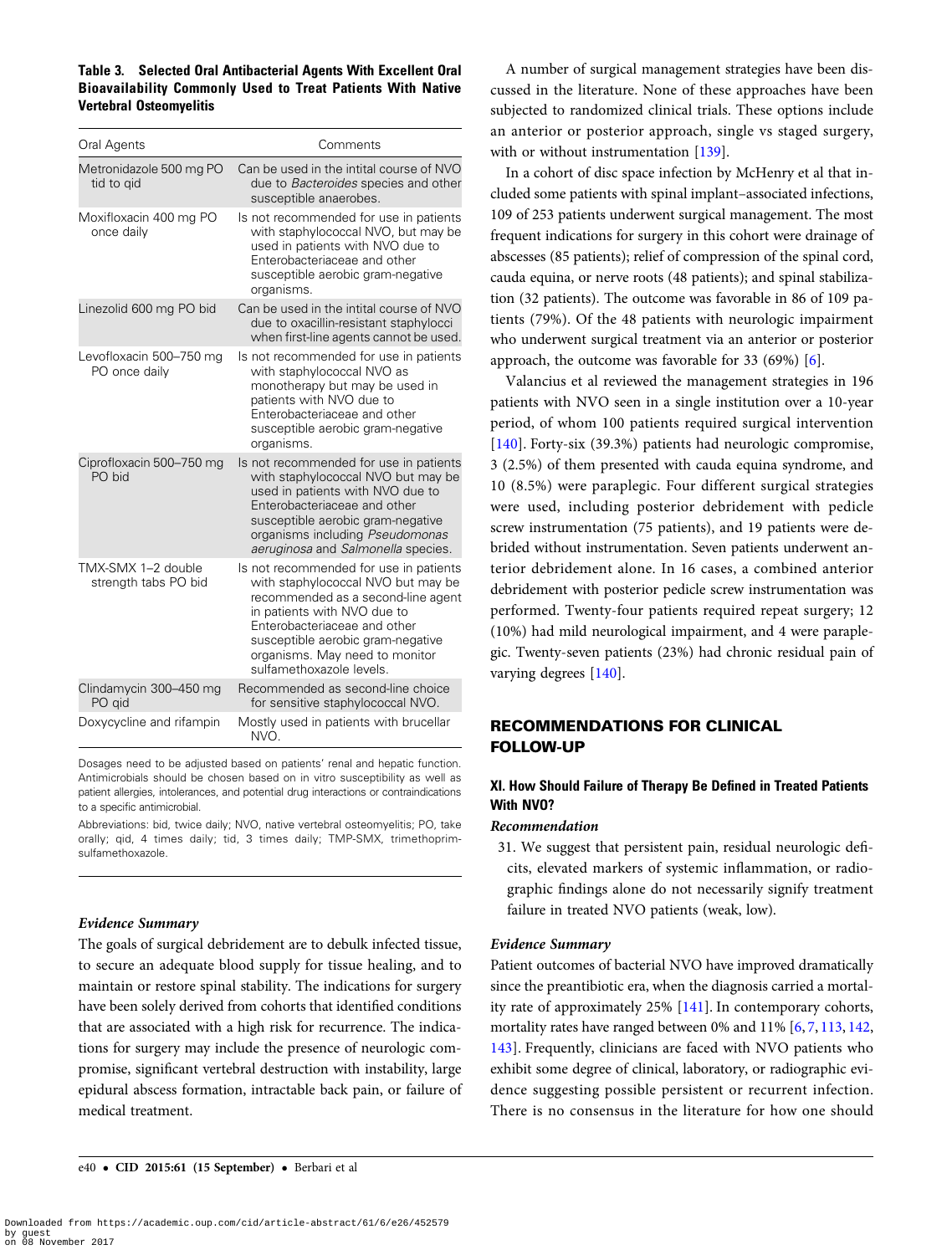**Table 3. Selected Oral Antibacterial Agents With Excellent Oral Bioavailability Commonly Used to Treat Patients With Native Vertebral Osteomyelitis**

| Oral Agents | Comments |
|---|---|
| Metronidazole 500 mg PO tid to qid | Can be used in the intital course of NVO due to *Bacteroides* species and other susceptible anaerobes. |
| Moxifloxacin 400 mg PO once daily | Is not recommended for use in patients with staphylococcal NVO, but may be used in patients with NVO due to Enterobacteriaceae and other susceptible aerobic gram-negative organisms. |
| Linezolid 600 mg PO bid | Can be used in the intital course of NVO due to oxacillin-resistant staphylocci when first-line agents cannot be used. |
| Levofloxacin 500–750 mg PO once daily | Is not recommended for use in patients with staphylococcal NVO as monotherapy but may be used in patients with NVO due to Enterobacteriaceae and other susceptible aerobic gram-negative organisms. |
| Ciprofloxacin 500–750 mg PO bid | Is not recommended for use in patients with staphylococcal NVO but may be used in patients with NVO due to Enterobacteriaceae and other susceptible aerobic gram-negative organisms including *Pseudomonas aeruginosa* and *Salmonella* species. |
| TMX-SMX 1–2 double strength tabs PO bid | Is not recommended for use in patients with staphylococcal NVO but may be recommended as a second-line agent in patients with NVO due to Enterobacteriaceae and other susceptible aerobic gram-negative organisms. May need to monitor sulfamethoxazole levels. |
| Clindamycin 300–450 mg PO qid | Recommended as second-line choice for sensitive staphylococcal NVO. |
| Doxycycline and rifampin | Mostly used in patients with brucellar NVO. |

Dosages need to be adjusted based on patients' renal and hepatic function. Antimicrobials should be chosen based on in vitro susceptibility as well as patient allergies, intolerances, and potential drug interactions or contraindications to a specific antimicrobial.

Abbreviations: bid, twice daily; NVO, native vertebral osteomyelitis; PO, take orally; qid, 4 times daily; tid, 3 times daily; TMP-SMX, trimethoprim-sulfamethoxazole.

*Evidence Summary*

The goals of surgical debridement are to debulk infected tissue, to secure an adequate blood supply for tissue healing, and to maintain or restore spinal stability. The indications for surgery have been solely derived from cohorts that identified conditions that are associated with a high risk for recurrence. The indications for surgery may include the presence of neurologic compromise, significant vertebral destruction with instability, large epidural abscess formation, intractable back pain, or failure of medical treatment.

A number of surgical management strategies have been discussed in the literature. None of these approaches have been subjected to randomized clinical trials. These options include an anterior or posterior approach, single vs staged surgery, with or without instrumentation [139].

In a cohort of disc space infection by McHenry et al that included some patients with spinal implant–associated infections, 109 of 253 patients underwent surgical management. The most frequent indications for surgery in this cohort were drainage of abscesses (85 patients); relief of compression of the spinal cord, cauda equina, or nerve roots (48 patients); and spinal stabilization (32 patients). The outcome was favorable in 86 of 109 patients (79%). Of the 48 patients with neurologic impairment who underwent surgical treatment via an anterior or posterior approach, the outcome was favorable for 33 (69%) [6].

Valancius et al reviewed the management strategies in 196 patients with NVO seen in a single institution over a 10-year period, of whom 100 patients required surgical intervention [140]. Forty-six (39.3%) patients had neurologic compromise, 3 (2.5%) of them presented with cauda equina syndrome, and 10 (8.5%) were paraplegic. Four different surgical strategies were used, including posterior debridement with pedicle screw instrumentation (75 patients), and 19 patients were debrided without instrumentation. Seven patients underwent anterior debridement alone. In 16 cases, a combined anterior debridement with posterior pedicle screw instrumentation was performed. Twenty-four patients required repeat surgery; 12 (10%) had mild neurological impairment, and 4 were paraplegic. Twenty-seven patients (23%) had chronic residual pain of varying degrees [140].

## RECOMMENDATIONS FOR CLINICAL FOLLOW-UP

### XI. How Should Failure of Therapy Be Defined in Treated Patients With NVO?

*Recommendation*

31. We suggest that persistent pain, residual neurologic deficits, elevated markers of systemic inflammation, or radiographic findings alone do not necessarily signify treatment failure in treated NVO patients (weak, low).

*Evidence Summary*

Patient outcomes of bacterial NVO have improved dramatically since the preantibiotic era, when the diagnosis carried a mortality rate of approximately 25% [141]. In contemporary cohorts, mortality rates have ranged between 0% and 11% [6, 7, 113, 142, 143]. Frequently, clinicians are faced with NVO patients who exhibit some degree of clinical, laboratory, or radiographic evidence suggesting possible persistent or recurrent infection. There is no consensus in the literature for how one should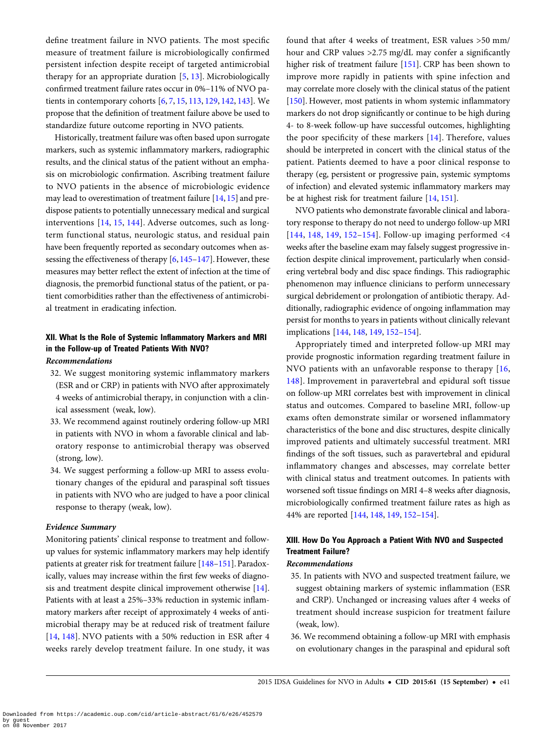define treatment failure in NVO patients. The most specific measure of treatment failure is microbiologically confirmed persistent infection despite receipt of targeted antimicrobial therapy for an appropriate duration [5, 13]. Microbiologically confirmed treatment failure rates occur in 0%–11% of NVO patients in contemporary cohorts [6, 7, 15, 113, 129, 142, 143]. We propose that the definition of treatment failure above be used to standardize future outcome reporting in NVO patients.

Historically, treatment failure was often based upon surrogate markers, such as systemic inflammatory markers, radiographic results, and the clinical status of the patient without an emphasis on microbiologic confirmation. Ascribing treatment failure to NVO patients in the absence of microbiologic evidence may lead to overestimation of treatment failure [14, 15] and predispose patients to potentially unnecessary medical and surgical interventions [14, 15, 144]. Adverse outcomes, such as long-term functional status, neurologic status, and residual pain have been frequently reported as secondary outcomes when assessing the effectiveness of therapy [6, 145–147]. However, these measures may better reflect the extent of infection at the time of diagnosis, the premorbid functional status of the patient, or patient comorbidities rather than the effectiveness of antimicrobial treatment in eradicating infection.

## XII. What Is the Role of Systemic Inflammatory Markers and MRI in the Follow-up of Treated Patients With NVO?

### *Recommendations*

32. We suggest monitoring systemic inflammatory markers (ESR and or CRP) in patients with NVO after approximately 4 weeks of antimicrobial therapy, in conjunction with a clinical assessment (weak, low).
33. We recommend against routinely ordering follow-up MRI in patients with NVO in whom a favorable clinical and laboratory response to antimicrobial therapy was observed (strong, low).
34. We suggest performing a follow-up MRI to assess evolutionary changes of the epidural and paraspinal soft tissues in patients with NVO who are judged to have a poor clinical response to therapy (weak, low).

### *Evidence Summary*

Monitoring patients' clinical response to treatment and follow-up values for systemic inflammatory markers may help identify patients at greater risk for treatment failure [148–151]. Paradoxically, values may increase within the first few weeks of diagnosis and treatment despite clinical improvement otherwise [14]. Patients with at least a 25%–33% reduction in systemic inflammatory markers after receipt of approximately 4 weeks of antimicrobial therapy may be at reduced risk of treatment failure [14, 148]. NVO patients with a 50% reduction in ESR after 4 weeks rarely develop treatment failure. In one study, it was found that after 4 weeks of treatment, ESR values >50 mm/hour and CRP values >2.75 mg/dL may confer a significantly higher risk of treatment failure [151]. CRP has been shown to improve more rapidly in patients with spine infection and may correlate more closely with the clinical status of the patient [150]. However, most patients in whom systemic inflammatory markers do not drop significantly or continue to be high during 4- to 8-week follow-up have successful outcomes, highlighting the poor specificity of these markers [14]. Therefore, values should be interpreted in concert with the clinical status of the patient. Patients deemed to have a poor clinical response to therapy (eg, persistent or progressive pain, systemic symptoms of infection) and elevated systemic inflammatory markers may be at highest risk for treatment failure [14, 151].

NVO patients who demonstrate favorable clinical and laboratory response to therapy do not need to undergo follow-up MRI [144, 148, 149, 152–154]. Follow-up imaging performed <4 weeks after the baseline exam may falsely suggest progressive infection despite clinical improvement, particularly when considering vertebral body and disc space findings. This radiographic phenomenon may influence clinicians to perform unnecessary surgical debridement or prolongation of antibiotic therapy. Additionally, radiographic evidence of ongoing inflammation may persist for months to years in patients without clinically relevant implications [144, 148, 149, 152–154].

Appropriately timed and interpreted follow-up MRI may provide prognostic information regarding treatment failure in NVO patients with an unfavorable response to therapy [16, 148]. Improvement in paravertebral and epidural soft tissue on follow-up MRI correlates best with improvement in clinical status and outcomes. Compared to baseline MRI, follow-up exams often demonstrate similar or worsened inflammatory characteristics of the bone and disc structures, despite clinically improved patients and ultimately successful treatment. MRI findings of the soft tissues, such as paravertebral and epidural inflammatory changes and abscesses, may correlate better with clinical status and treatment outcomes. In patients with worsened soft tissue findings on MRI 4–8 weeks after diagnosis, microbiologically confirmed treatment failure rates as high as 44% are reported [144, 148, 149, 152–154].

## XIII. How Do You Approach a Patient With NVO and Suspected Treatment Failure?

### *Recommendations*

35. In patients with NVO and suspected treatment failure, we suggest obtaining markers of systemic inflammation (ESR and CRP). Unchanged or increasing values after 4 weeks of treatment should increase suspicion for treatment failure (weak, low).
36. We recommend obtaining a follow-up MRI with emphasis on evolutionary changes in the paraspinal and epidural soft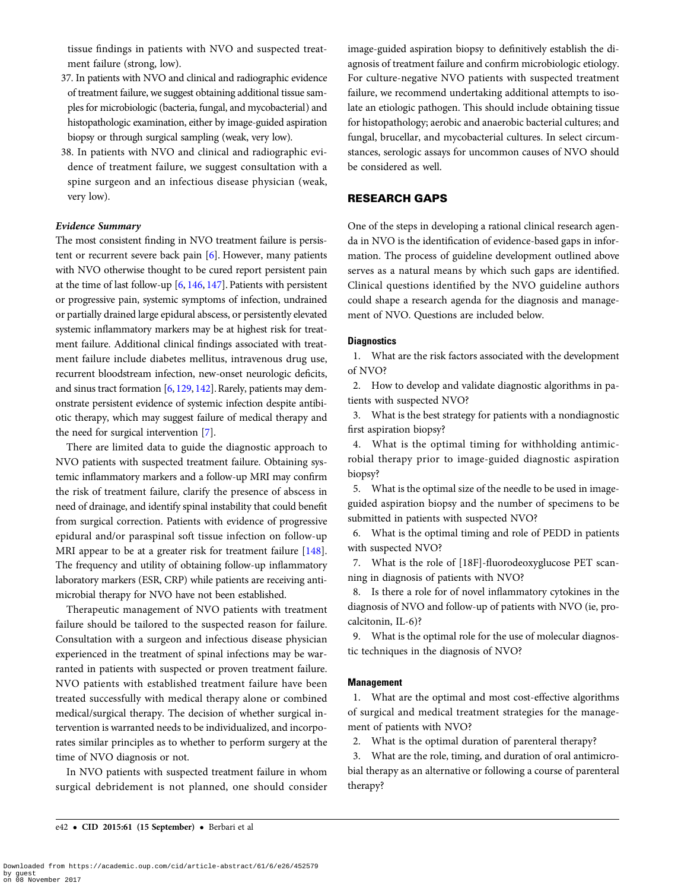tissue findings in patients with NVO and suspected treatment failure (strong, low).

37. In patients with NVO and clinical and radiographic evidence of treatment failure, we suggest obtaining additional tissue samples for microbiologic (bacteria, fungal, and mycobacterial) and histopathologic examination, either by image-guided aspiration biopsy or through surgical sampling (weak, very low).
38. In patients with NVO and clinical and radiographic evidence of treatment failure, we suggest consultation with a spine surgeon and an infectious disease physician (weak, very low).

### *Evidence Summary*

The most consistent finding in NVO treatment failure is persistent or recurrent severe back pain [6]. However, many patients with NVO otherwise thought to be cured report persistent pain at the time of last follow-up [6, 146, 147]. Patients with persistent or progressive pain, systemic symptoms of infection, undrained or partially drained large epidural abscess, or persistently elevated systemic inflammatory markers may be at highest risk for treatment failure. Additional clinical findings associated with treatment failure include diabetes mellitus, intravenous drug use, recurrent bloodstream infection, new-onset neurologic deficits, and sinus tract formation [6, 129, 142]. Rarely, patients may demonstrate persistent evidence of systemic infection despite antibiotic therapy, which may suggest failure of medical therapy and the need for surgical intervention [7].

There are limited data to guide the diagnostic approach to NVO patients with suspected treatment failure. Obtaining systemic inflammatory markers and a follow-up MRI may confirm the risk of treatment failure, clarify the presence of abscess in need of drainage, and identify spinal instability that could benefit from surgical correction. Patients with evidence of progressive epidural and/or paraspinal soft tissue infection on follow-up MRI appear to be at a greater risk for treatment failure [148]. The frequency and utility of obtaining follow-up inflammatory laboratory markers (ESR, CRP) while patients are receiving antimicrobial therapy for NVO have not been established.

Therapeutic management of NVO patients with treatment failure should be tailored to the suspected reason for failure. Consultation with a surgeon and infectious disease physician experienced in the treatment of spinal infections may be warranted in patients with suspected or proven treatment failure. NVO patients with established treatment failure have been treated successfully with medical therapy alone or combined medical/surgical therapy. The decision of whether surgical intervention is warranted needs to be individualized, and incorporates similar principles as to whether to perform surgery at the time of NVO diagnosis or not.

In NVO patients with suspected treatment failure in whom surgical debridement is not planned, one should consider image-guided aspiration biopsy to definitively establish the diagnosis of treatment failure and confirm microbiologic etiology. For culture-negative NVO patients with suspected treatment failure, we recommend undertaking additional attempts to isolate an etiologic pathogen. This should include obtaining tissue for histopathology; aerobic and anaerobic bacterial cultures; and fungal, brucellar, and mycobacterial cultures. In select circumstances, serologic assays for uncommon causes of NVO should be considered as well.

## RESEARCH GAPS

One of the steps in developing a rational clinical research agenda in NVO is the identification of evidence-based gaps in information. The process of guideline development outlined above serves as a natural means by which such gaps are identified. Clinical questions identified by the NVO guideline authors could shape a research agenda for the diagnosis and management of NVO. Questions are included below.

### Diagnostics

1. What are the risk factors associated with the development of NVO?
2. How to develop and validate diagnostic algorithms in patients with suspected NVO?
3. What is the best strategy for patients with a nondiagnostic first aspiration biopsy?
4. What is the optimal timing for withholding antimicrobial therapy prior to image-guided diagnostic aspiration biopsy?
5. What is the optimal size of the needle to be used in image-guided aspiration biopsy and the number of specimens to be submitted in patients with suspected NVO?
6. What is the optimal timing and role of PEDD in patients with suspected NVO?
7. What is the role of [18F]-fluorodeoxyglucose PET scanning in diagnosis of patients with NVO?
8. Is there a role for of novel inflammatory cytokines in the diagnosis of NVO and follow-up of patients with NVO (ie, procalcitonin, IL-6)?
9. What is the optimal role for the use of molecular diagnostic techniques in the diagnosis of NVO?

### Management

1. What are the optimal and most cost-effective algorithms of surgical and medical treatment strategies for the management of patients with NVO?
2. What is the optimal duration of parenteral therapy?
3. What are the role, timing, and duration of oral antimicrobial therapy as an alternative or following a course of parenteral therapy?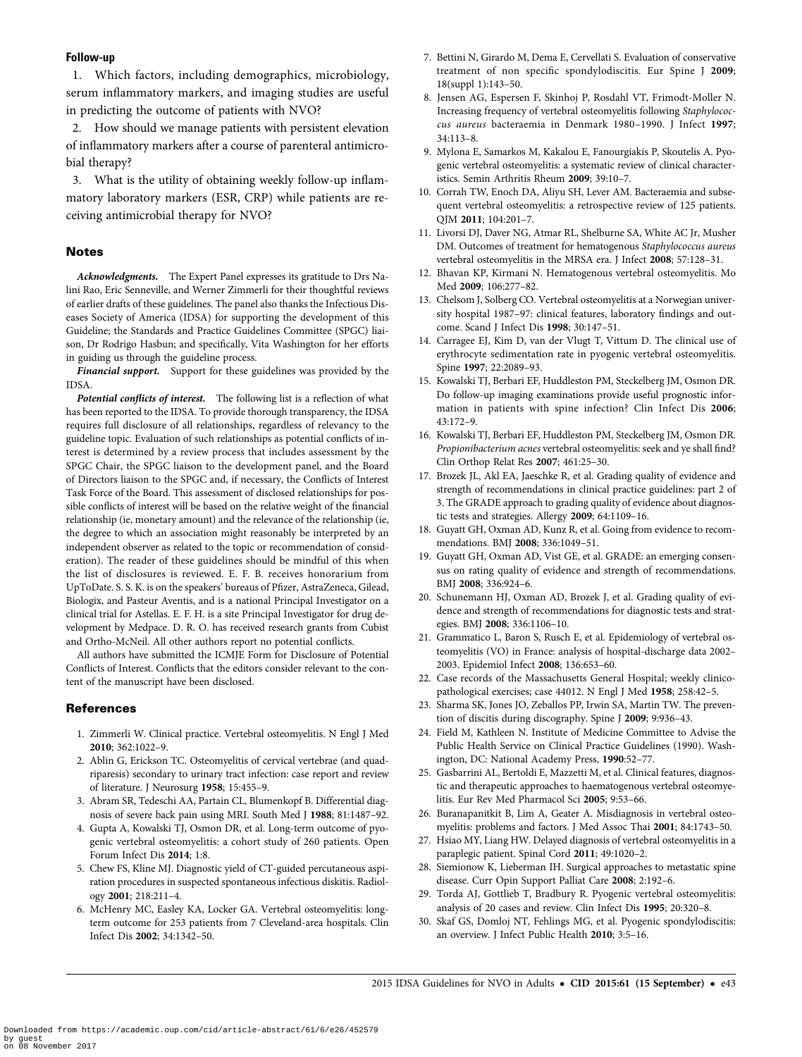#### Follow-up

1. Which factors, including demographics, microbiology, serum inflammatory markers, and imaging studies are useful in predicting the outcome of patients with NVO?

2. How should we manage patients with persistent elevation of inflammatory markers after a course of parenteral antimicrobial therapy?

3. What is the utility of obtaining weekly follow-up inflammatory laboratory markers (ESR, CRP) while patients are receiving antimicrobial therapy for NVO?

## Notes

***Acknowledgments.*** The Expert Panel expresses its gratitude to Drs Nalini Rao, Eric Senneville, and Werner Zimmerli for their thoughtful reviews of earlier drafts of these guidelines. The panel also thanks the Infectious Diseases Society of America (IDSA) for supporting the development of this Guideline; the Standards and Practice Guidelines Committee (SPGC) liaison, Dr Rodrigo Hasbun; and specifically, Vita Washington for her efforts in guiding us through the guideline process.

***Financial support.*** Support for these guidelines was provided by the IDSA.

***Potential conflicts of interest.*** The following list is a reflection of what has been reported to the IDSA. To provide thorough transparency, the IDSA requires full disclosure of all relationships, regardless of relevancy to the guideline topic. Evaluation of such relationships as potential conflicts of interest is determined by a review process that includes assessment by the SPGC Chair, the SPGC liaison to the development panel, and the Board of Directors liaison to the SPGC and, if necessary, the Conflicts of Interest Task Force of the Board. This assessment of disclosed relationships for possible conflicts of interest will be based on the relative weight of the financial relationship (ie, monetary amount) and the relevance of the relationship (ie, the degree to which an association might reasonably be interpreted by an independent observer as related to the topic or recommendation of consideration). The reader of these guidelines should be mindful of this when the list of disclosures is reviewed. E. F. B. receives honorarium from UpToDate. S. S. K. is on the speakers' bureaus of Pfizer, AstraZeneca, Gilead, Biologix, and Pasteur Aventis, and is a national Principal Investigator on a clinical trial for Astellas. E. F. H. is a site Principal Investigator for drug development by Medpace. D. R. O. has received research grants from Cubist and Ortho-McNeil. All other authors report no potential conflicts.

All authors have submitted the ICMJE Form for Disclosure of Potential Conflicts of Interest. Conflicts that the editors consider relevant to the content of the manuscript have been disclosed.

## References

1. Zimmerli W. Clinical practice. Vertebral osteomyelitis. N Engl J Med **2010**; 362:1022–9.
2. Ablin G, Erickson TC. Osteomyelitis of cervical vertebrae (and quadriparesis) secondary to urinary tract infection: case report and review of literature. J Neurosurg **1958**; 15:455–9.
3. Abram SR, Tedeschi AA, Partain CL, Blumenkopf B. Differential diagnosis of severe back pain using MRI. South Med J **1988**; 81:1487–92.
4. Gupta A, Kowalski TJ, Osmon DR, et al. Long-term outcome of pyogenic vertebral osteomyelitis: a cohort study of 260 patients. Open Forum Infect Dis **2014**; 1:8.
5. Chew FS, Kline MJ. Diagnostic yield of CT-guided percutaneous aspiration procedures in suspected spontaneous infectious diskitis. Radiology **2001**; 218:211–4.
6. McHenry MC, Easley KA, Locker GA. Vertebral osteomyelitis: long-term outcome for 253 patients from 7 Cleveland-area hospitals. Clin Infect Dis **2002**; 34:1342–50.
7. Bettini N, Girardo M, Dema E, Cervellati S. Evaluation of conservative treatment of non specific spondylodiscitis. Eur Spine J **2009**; 18(suppl 1):143–50.
8. Jensen AG, Espersen F, Skinhoj P, Rosdahl VT, Frimodt-Moller N. Increasing frequency of vertebral osteomyelitis following *Staphylococcus aureus* bacteraemia in Denmark 1980–1990. J Infect **1997**; 34:113–8.
9. Mylona E, Samarkos M, Kakalou E, Fanourgiakis P, Skoutelis A. Pyogenic vertebral osteomyelitis: a systematic review of clinical characteristics. Semin Arthritis Rheum **2009**; 39:10–7.
10. Corrah TW, Enoch DA, Aliyu SH, Lever AM. Bacteraemia and subsequent vertebral osteomyelitis: a retrospective review of 125 patients. QJM **2011**; 104:201–7.
11. Livorsi DJ, Daver NG, Atmar RL, Shelburne SA, White AC Jr, Musher DM. Outcomes of treatment for hematogenous *Staphylococcus aureus* vertebral osteomyelitis in the MRSA era. J Infect **2008**; 57:128–31.
12. Bhavan KP, Kirmani N. Hematogenous vertebral osteomyelitis. Mo Med **2009**; 106:277–82.
13. Chelsom J, Solberg CO. Vertebral osteomyelitis at a Norwegian university hospital 1987–97: clinical features, laboratory findings and outcome. Scand J Infect Dis **1998**; 30:147–51.
14. Carragee EJ, Kim D, van der Vlugt T, Vittum D. The clinical use of erythrocyte sedimentation rate in pyogenic vertebral osteomyelitis. Spine **1997**; 22:2089–93.
15. Kowalski TJ, Berbari EF, Huddleston PM, Steckelberg JM, Osmon DR. Do follow-up imaging examinations provide useful prognostic information in patients with spine infection? Clin Infect Dis **2006**; 43:172–9.
16. Kowalski TJ, Berbari EF, Huddleston PM, Steckelberg JM, Osmon DR. *Propionibacterium acnes* vertebral osteomyelitis: seek and ye shall find? Clin Orthop Relat Res **2007**; 461:25–30.
17. Brozek JL, Akl EA, Jaeschke R, et al. Grading quality of evidence and strength of recommendations in clinical practice guidelines: part 2 of 3. The GRADE approach to grading quality of evidence about diagnostic tests and strategies. Allergy **2009**; 64:1109–16.
18. Guyatt GH, Oxman AD, Kunz R, et al. Going from evidence to recommendations. BMJ **2008**; 336:1049–51.
19. Guyatt GH, Oxman AD, Vist GE, et al. GRADE: an emerging consensus on rating quality of evidence and strength of recommendations. BMJ **2008**; 336:924–6.
20. Schunemann HJ, Oxman AD, Brozek J, et al. Grading quality of evidence and strength of recommendations for diagnostic tests and strategies. BMJ **2008**; 336:1106–10.
21. Grammatico L, Baron S, Rusch E, et al. Epidemiology of vertebral osteomyelitis (VO) in France: analysis of hospital-discharge data 2002–2003. Epidemiol Infect **2008**; 136:653–60.
22. Case records of the Massachusetts General Hospital; weekly clinicopathological exercises; case 44012. N Engl J Med **1958**; 258:42–5.
23. Sharma SK, Jones JO, Zeballos PP, Irwin SA, Martin TW. The prevention of discitis during discography. Spine J **2009**; 9:936–43.
24. Field M, Kathleen N. Institute of Medicine Committee to Advise the Public Health Service on Clinical Practice Guidelines (1990). Washington, DC: National Academy Press, **1990**:52–77.
25. Gasbarrini AL, Bertoldi E, Mazzetti M, et al. Clinical features, diagnostic and therapeutic approaches to haematogenous vertebral osteomyelitis. Eur Rev Med Pharmacol Sci **2005**; 9:53–66.
26. Buranapanitkit B, Lim A, Geater A. Misdiagnosis in vertebral osteomyelitis: problems and factors. J Med Assoc Thai **2001**; 84:1743–50.
27. Hsiao MY, Liang HW. Delayed diagnosis of vertebral osteomyelitis in a paraplegic patient. Spinal Cord **2011**; 49:1020–2.
28. Siemionow K, Lieberman IH. Surgical approaches to metastatic spine disease. Curr Opin Support Palliat Care **2008**; 2:192–6.
29. Torda AJ, Gottlieb T, Bradbury R. Pyogenic vertebral osteomyelitis: analysis of 20 cases and review. Clin Infect Dis **1995**; 20:320–8.
30. Skaf GS, Domloj NT, Fehlings MG, et al. Pyogenic spondylodiscitis: an overview. J Infect Public Health **2010**; 3:5–16.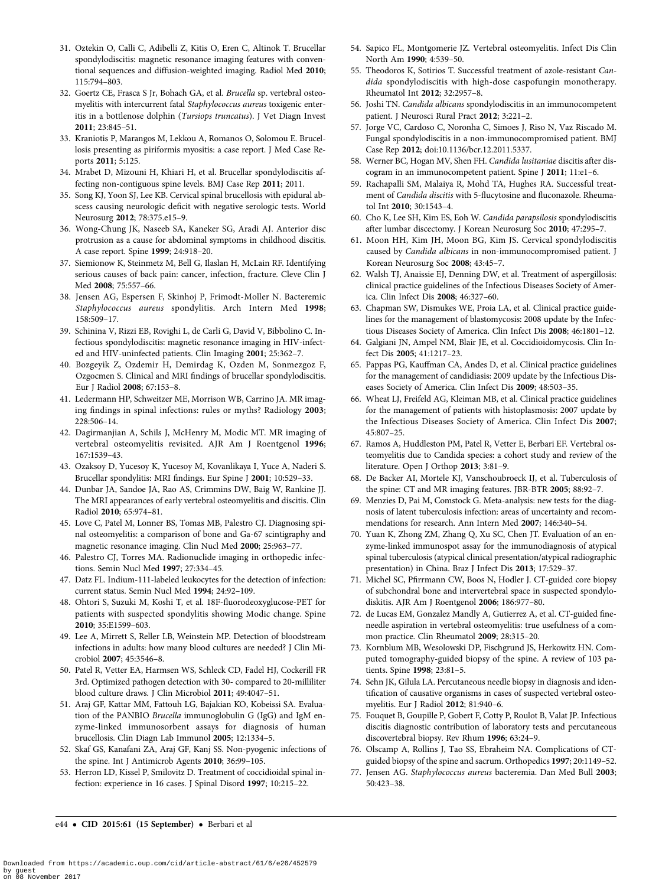31. Oztekin O, Calli C, Adibelli Z, Kitis O, Eren C, Altinok T. Brucellar spondylodiscitis: magnetic resonance imaging features with conventional sequences and diffusion-weighted imaging. Radiol Med **2010**; 115:794–803.
32. Goertz CE, Frasca S Jr, Bohach GA, et al. *Brucella* sp. vertebral osteomyelitis with intercurrent fatal *Staphylococcus aureus* toxigenic enteritis in a bottlenose dolphin (*Tursiops truncatus*). J Vet Diagn Invest **2011**; 23:845–51.
33. Kraniotis P, Marangos M, Lekkou A, Romanos O, Solomou E. Brucellosis presenting as piriformis myositis: a case report. J Med Case Reports **2011**; 5:125.
34. Mrabet D, Mizouni H, Khiari H, et al. Brucellar spondylodiscitis affecting non-contiguous spine levels. BMJ Case Rep **2011**; 2011.
35. Song KJ, Yoon SJ, Lee KB. Cervical spinal brucellosis with epidural abscess causing neurologic deficit with negative serologic tests. World Neurosurg **2012**; 78:375.e15–9.
36. Wong-Chung JK, Naseeb SA, Kaneker SG, Aradi AJ. Anterior disc protrusion as a cause for abdominal symptoms in childhood discitis. A case report. Spine **1999**; 24:918–20.
37. Siemionow K, Steinmetz M, Bell G, Ilaslan H, McLain RF. Identifying serious causes of back pain: cancer, infection, fracture. Cleve Clin J Med **2008**; 75:557–66.
38. Jensen AG, Espersen F, Skinhoj P, Frimodt-Moller N. Bacteremic *Staphylococcus aureus* spondylitis. Arch Intern Med **1998**; 158:509–17.
39. Schinina V, Rizzi EB, Rovighi L, de Carli G, David V, Bibbolino C. Infectious spondylodiscitis: magnetic resonance imaging in HIV-infected and HIV-uninfected patients. Clin Imaging **2001**; 25:362–7.
40. Bozgeyik Z, Ozdemir H, Demirdag K, Ozden M, Sonmezgoz F, Ozgocmen S. Clinical and MRI findings of brucellar spondylodiscitis. Eur J Radiol **2008**; 67:153–8.
41. Ledermann HP, Schweitzer ME, Morrison WB, Carrino JA. MR imaging findings in spinal infections: rules or myths? Radiology **2003**; 228:506–14.
42. Dagirmanjian A, Schils J, McHenry M, Modic MT. MR imaging of vertebral osteomyelitis revisited. AJR Am J Roentgenol **1996**; 167:1539–43.
43. Ozaksoy D, Yucesoy K, Yucesoy M, Kovanlikaya I, Yuce A, Naderi S. Brucellar spondylitis: MRI findings. Eur Spine J **2001**; 10:529–33.
44. Dunbar JA, Sandoe JA, Rao AS, Crimmins DW, Baig W, Rankine JJ. The MRI appearances of early vertebral osteomyelitis and discitis. Clin Radiol **2010**; 65:974–81.
45. Love C, Patel M, Lonner BS, Tomas MB, Palestro CJ. Diagnosing spinal osteomyelitis: a comparison of bone and Ga-67 scintigraphy and magnetic resonance imaging. Clin Nucl Med **2000**; 25:963–77.
46. Palestro CJ, Torres MA. Radionuclide imaging in orthopedic infections. Semin Nucl Med **1997**; 27:334–45.
47. Datz FL. Indium-111-labeled leukocytes for the detection of infection: current status. Semin Nucl Med **1994**; 24:92–109.
48. Ohtori S, Suzuki M, Koshi T, et al. 18F-fluorodeoxyglucose-PET for patients with suspected spondylitis showing Modic change. Spine **2010**; 35:E1599–603.
49. Lee A, Mirrett S, Reller LB, Weinstein MP. Detection of bloodstream infections in adults: how many blood cultures are needed? J Clin Microbiol **2007**; 45:3546–8.
50. Patel R, Vetter EA, Harmsen WS, Schleck CD, Fadel HJ, Cockerill FR 3rd. Optimized pathogen detection with 30- compared to 20-milliliter blood culture draws. J Clin Microbiol **2011**; 49:4047–51.
51. Araj GF, Kattar MM, Fattouh LG, Bajakian KO, Kobeissi SA. Evaluation of the PANBIO *Brucella* immunoglobulin G (IgG) and IgM enzyme-linked immunosorbent assays for diagnosis of human brucellosis. Clin Diagn Lab Immunol **2005**; 12:1334–5.
52. Skaf GS, Kanafani ZA, Araj GF, Kanj SS. Non-pyogenic infections of the spine. Int J Antimicrob Agents **2010**; 36:99–105.
53. Herron LD, Kissel P, Smilovitz D. Treatment of coccidioidal spinal infection: experience in 16 cases. J Spinal Disord **1997**; 10:215–22.
54. Sapico FL, Montgomerie JZ. Vertebral osteomyelitis. Infect Dis Clin North Am **1990**; 4:539–50.
55. Theodoros K, Sotirios T. Successful treatment of azole-resistant *Candida* spondylodiscitis with high-dose caspofungin monotherapy. Rheumatol Int **2012**; 32:2957–8.
56. Joshi TN. *Candida albicans* spondylodiscitis in an immunocompetent patient. J Neurosci Rural Pract **2012**; 3:221–2.
57. Jorge VC, Cardoso C, Noronha C, Simoes J, Riso N, Vaz Riscado M. Fungal spondylodiscitis in a non-immunocompromised patient. BMJ Case Rep **2012**; doi:10.1136/bcr.12.2011.5337.
58. Werner BC, Hogan MV, Shen FH. *Candida lusitaniae* discitis after discogram in an immunocompetent patient. Spine J **2011**; 11:e1–6.
59. Rachapalli SM, Malaiya R, Mohd TA, Hughes RA. Successful treatment of *Candida discitis* with 5-flucytosine and fluconazole. Rheumatol Int **2010**; 30:1543–4.
60. Cho K, Lee SH, Kim ES, Eoh W. *Candida parapsilosis* spondylodiscitis after lumbar discectomy. J Korean Neurosurg Soc **2010**; 47:295–7.
61. Moon HH, Kim JH, Moon BG, Kim JS. Cervical spondylodiscitis caused by *Candida albicans* in non-immunocompromised patient. J Korean Neurosurg Soc **2008**; 43:45–7.
62. Walsh TJ, Anaissie EJ, Denning DW, et al. Treatment of aspergillosis: clinical practice guidelines of the Infectious Diseases Society of America. Clin Infect Dis **2008**; 46:327–60.
63. Chapman SW, Dismukes WE, Proia LA, et al. Clinical practice guidelines for the management of blastomycosis: 2008 update by the Infectious Diseases Society of America. Clin Infect Dis **2008**; 46:1801–12.
64. Galgiani JN, Ampel NM, Blair JE, et al. Coccidioidomycosis. Clin Infect Dis **2005**; 41:1217–23.
65. Pappas PG, Kauffman CA, Andes D, et al. Clinical practice guidelines for the management of candidiasis: 2009 update by the Infectious Diseases Society of America. Clin Infect Dis **2009**; 48:503–35.
66. Wheat LJ, Freifeld AG, Kleiman MB, et al. Clinical practice guidelines for the management of patients with histoplasmosis: 2007 update by the Infectious Diseases Society of America. Clin Infect Dis **2007**; 45:807–25.
67. Ramos A, Huddleston PM, Patel R, Vetter E, Berbari EF. Vertebral osteomyelitis due to Candida species: a cohort study and review of the literature. Open J Orthop **2013**; 3:81–9.
68. De Backer AI, Mortele KJ, Vanschoubroeck IJ, et al. Tuberculosis of the spine: CT and MR imaging features. JBR-BTR **2005**; 88:92–7.
69. Menzies D, Pai M, Comstock G. Meta-analysis: new tests for the diagnosis of latent tuberculosis infection: areas of uncertainty and recommendations for research. Ann Intern Med **2007**; 146:340–54.
70. Yuan K, Zhong ZM, Zhang Q, Xu SC, Chen JT. Evaluation of an enzyme-linked immunospot assay for the immunodiagnosis of atypical spinal tuberculosis (atypical clinical presentation/atypical radiographic presentation) in China. Braz J Infect Dis **2013**; 17:529–37.
71. Michel SC, Pfirrmann CW, Boos N, Hodler J. CT-guided core biopsy of subchondral bone and intervertebral space in suspected spondylodiskitis. AJR Am J Roentgenol **2006**; 186:977–80.
72. de Lucas EM, Gonzalez Mandly A, Gutierrez A, et al. CT-guided fine-needle aspiration in vertebral osteomyelitis: true usefulness of a common practice. Clin Rheumatol **2009**; 28:315–20.
73. Kornblum MB, Wesolowski DP, Fischgrund JS, Herkowitz HN. Computed tomography-guided biopsy of the spine. A review of 103 patients. Spine **1998**; 23:81–5.
74. Sehn JK, Gilula LA. Percutaneous needle biopsy in diagnosis and identification of causative organisms in cases of suspected vertebral osteomyelitis. Eur J Radiol **2012**; 81:940–6.
75. Fouquet B, Goupille P, Gobert F, Cotty P, Roulot B, Valat JP. Infectious discitis diagnostic contribution of laboratory tests and percutaneous discovertebral biopsy. Rev Rhum **1996**; 63:24–9.
76. Olscamp A, Rollins J, Tao SS, Ebraheim NA. Complications of CT-guided biopsy of the spine and sacrum. Orthopedics **1997**; 20:1149–52.
77. Jensen AG. *Staphylococcus aureus* bacteremia. Dan Med Bull **2003**; 50:423–38.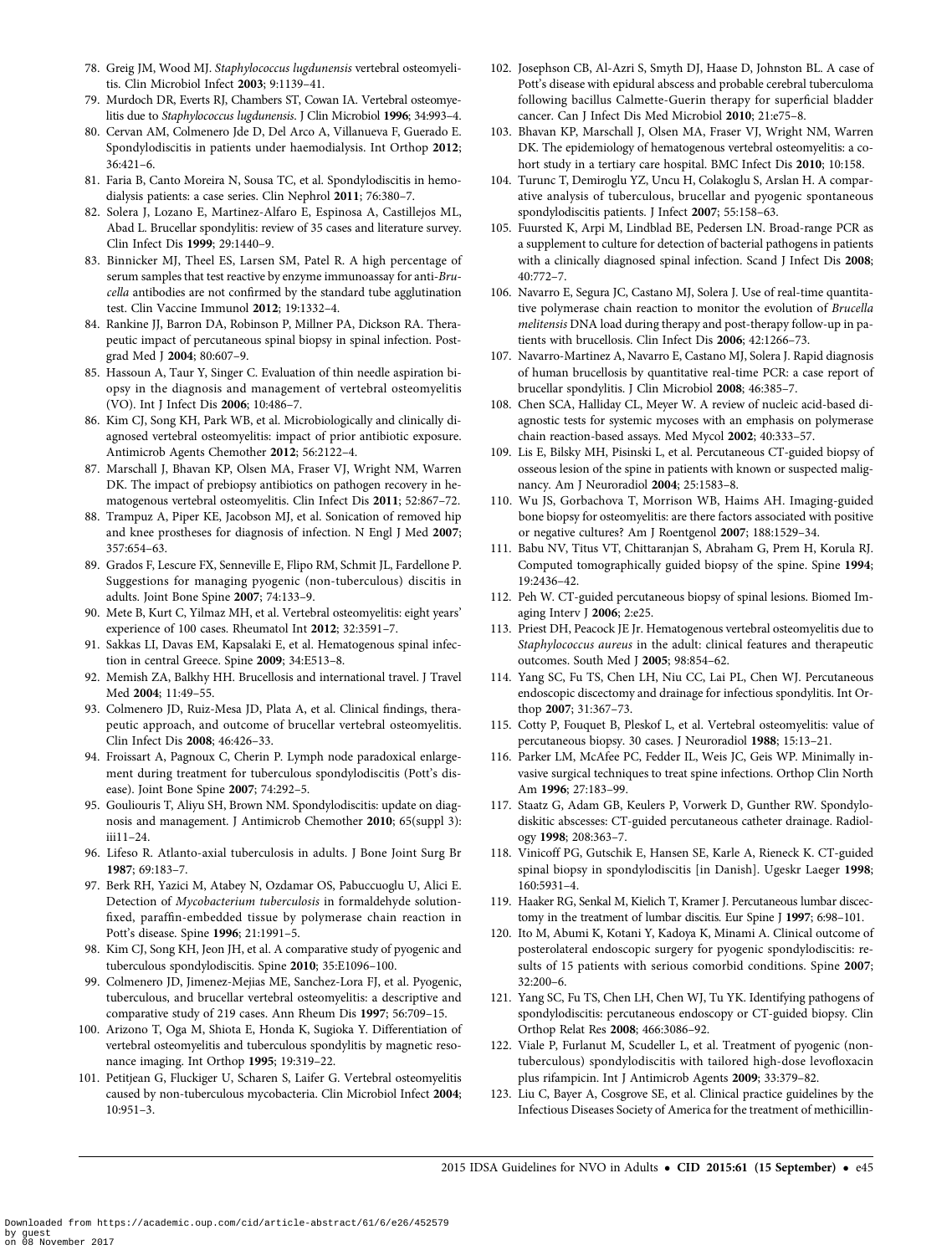78. Greig JM, Wood MJ. *Staphylococcus lugdunensis* vertebral osteomyelitis. Clin Microbiol Infect **2003**; 9:1139–41.
79. Murdoch DR, Everts RJ, Chambers ST, Cowan IA. Vertebral osteomyelitis due to *Staphylococcus lugdunensis*. J Clin Microbiol **1996**; 34:993–4.
80. Cervan AM, Colmenero Jde D, Del Arco A, Villanueva F, Guerado E. Spondylodiscitis in patients under haemodialysis. Int Orthop **2012**; 36:421–6.
81. Faria B, Canto Moreira N, Sousa TC, et al. Spondylodiscitis in hemodialysis patients: a case series. Clin Nephrol **2011**; 76:380–7.
82. Solera J, Lozano E, Martinez-Alfaro E, Espinosa A, Castillejos ML, Abad L. Brucellar spondylitis: review of 35 cases and literature survey. Clin Infect Dis **1999**; 29:1440–9.
83. Binnicker MJ, Theel ES, Larsen SM, Patel R. A high percentage of serum samples that test reactive by enzyme immunoassay for anti-*Brucella* antibodies are not confirmed by the standard tube agglutination test. Clin Vaccine Immunol **2012**; 19:1332–4.
84. Rankine JJ, Barron DA, Robinson P, Millner PA, Dickson RA. Therapeutic impact of percutaneous spinal biopsy in spinal infection. Postgrad Med J **2004**; 80:607–9.
85. Hassoun A, Taur Y, Singer C. Evaluation of thin needle aspiration biopsy in the diagnosis and management of vertebral osteomyelitis (VO). Int J Infect Dis **2006**; 10:486–7.
86. Kim CJ, Song KH, Park WB, et al. Microbiologically and clinically diagnosed vertebral osteomyelitis: impact of prior antibiotic exposure. Antimicrob Agents Chemother **2012**; 56:2122–4.
87. Marschall J, Bhavan KP, Olsen MA, Fraser VJ, Wright NM, Warren DK. The impact of prebiopsy antibiotics on pathogen recovery in hematogenous vertebral osteomyelitis. Clin Infect Dis **2011**; 52:867–72.
88. Trampuz A, Piper KE, Jacobson MJ, et al. Sonication of removed hip and knee prostheses for diagnosis of infection. N Engl J Med **2007**; 357:654–63.
89. Grados F, Lescure FX, Senneville E, Flipo RM, Schmit JL, Fardellone P. Suggestions for managing pyogenic (non-tuberculous) discitis in adults. Joint Bone Spine **2007**; 74:133–9.
90. Mete B, Kurt C, Yilmaz MH, et al. Vertebral osteomyelitis: eight years' experience of 100 cases. Rheumatol Int **2012**; 32:3591–7.
91. Sakkas LI, Davas EM, Kapsalaki E, et al. Hematogenous spinal infection in central Greece. Spine **2009**; 34:E513–8.
92. Memish ZA, Balkhy HH. Brucellosis and international travel. J Travel Med **2004**; 11:49–55.
93. Colmenero JD, Ruiz-Mesa JD, Plata A, et al. Clinical findings, therapeutic approach, and outcome of brucellar vertebral osteomyelitis. Clin Infect Dis **2008**; 46:426–33.
94. Froissart A, Pagnoux C, Cherin P. Lymph node paradoxical enlargement during treatment for tuberculous spondylodiscitis (Pott's disease). Joint Bone Spine **2007**; 74:292–5.
95. Gouliouris T, Aliyu SH, Brown NM. Spondylodiscitis: update on diagnosis and management. J Antimicrob Chemother **2010**; 65(suppl 3): iii11–24.
96. Lifeso R. Atlanto-axial tuberculosis in adults. J Bone Joint Surg Br **1987**; 69:183–7.
97. Berk RH, Yazici M, Atabey N, Ozdamar OS, Pabuccuoglu U, Alici E. Detection of *Mycobacterium tuberculosis* in formaldehyde solution-fixed, paraffin-embedded tissue by polymerase chain reaction in Pott's disease. Spine **1996**; 21:1991–5.
98. Kim CJ, Song KH, Jeon JH, et al. A comparative study of pyogenic and tuberculous spondylodiscitis. Spine **2010**; 35:E1096–100.
99. Colmenero JD, Jimenez-Mejias ME, Sanchez-Lora FJ, et al. Pyogenic, tuberculous, and brucellar vertebral osteomyelitis: a descriptive and comparative study of 219 cases. Ann Rheum Dis **1997**; 56:709–15.
100. Arizono T, Oga M, Shiota E, Honda K, Sugioka Y. Differentiation of vertebral osteomyelitis and tuberculous spondylitis by magnetic resonance imaging. Int Orthop **1995**; 19:319–22.
101. Petitjean G, Fluckiger U, Scharen S, Laifer G. Vertebral osteomyelitis caused by non-tuberculous mycobacteria. Clin Microbiol Infect **2004**; 10:951–3.
102. Josephson CB, Al-Azri S, Smyth DJ, Haase D, Johnston BL. A case of Pott's disease with epidural abscess and probable cerebral tuberculoma following bacillus Calmette-Guerin therapy for superficial bladder cancer. Can J Infect Dis Med Microbiol **2010**; 21:e75–8.
103. Bhavan KP, Marschall J, Olsen MA, Fraser VJ, Wright NM, Warren DK. The epidemiology of hematogenous vertebral osteomyelitis: a cohort study in a tertiary care hospital. BMC Infect Dis **2010**; 10:158.
104. Turunc T, Demiroglu YZ, Uncu H, Colakoglu S, Arslan H. A comparative analysis of tuberculous, brucellar and pyogenic spontaneous spondylodiscitis patients. J Infect **2007**; 55:158–63.
105. Fuursted K, Arpi M, Lindblad BE, Pedersen LN. Broad-range PCR as a supplement to culture for detection of bacterial pathogens in patients with a clinically diagnosed spinal infection. Scand J Infect Dis **2008**; 40:772–7.
106. Navarro E, Segura JC, Castano MJ, Solera J. Use of real-time quantitative polymerase chain reaction to monitor the evolution of *Brucella melitensis* DNA load during therapy and post-therapy follow-up in patients with brucellosis. Clin Infect Dis **2006**; 42:1266–73.
107. Navarro-Martinez A, Navarro E, Castano MJ, Solera J. Rapid diagnosis of human brucellosis by quantitative real-time PCR: a case report of brucellar spondylitis. J Clin Microbiol **2008**; 46:385–7.
108. Chen SCA, Halliday CL, Meyer W. A review of nucleic acid-based diagnostic tests for systemic mycoses with an emphasis on polymerase chain reaction-based assays. Med Mycol **2002**; 40:333–57.
109. Lis E, Bilsky MH, Pisinski L, et al. Percutaneous CT-guided biopsy of osseous lesion of the spine in patients with known or suspected malignancy. Am J Neuroradiol **2004**; 25:1583–8.
110. Wu JS, Gorbachova T, Morrison WB, Haims AH. Imaging-guided bone biopsy for osteomyelitis: are there factors associated with positive or negative cultures? Am J Roentgenol **2007**; 188:1529–34.
111. Babu NV, Titus VT, Chittaranjan S, Abraham G, Prem H, Korula RJ. Computed tomographically guided biopsy of the spine. Spine **1994**; 19:2436–42.
112. Peh W. CT-guided percutaneous biopsy of spinal lesions. Biomed Imaging Interv J **2006**; 2:e25.
113. Priest DH, Peacock JE Jr. Hematogenous vertebral osteomyelitis due to *Staphylococcus aureus* in the adult: clinical features and therapeutic outcomes. South Med J **2005**; 98:854–62.
114. Yang SC, Fu TS, Chen LH, Niu CC, Lai PL, Chen WJ. Percutaneous endoscopic discectomy and drainage for infectious spondylitis. Int Orthop **2007**; 31:367–73.
115. Cotty P, Fouquet B, Pleskof L, et al. Vertebral osteomyelitis: value of percutaneous biopsy. 30 cases. J Neuroradiol **1988**; 15:13–21.
116. Parker LM, McAfee PC, Fedder IL, Weis JC, Geis WP. Minimally invasive surgical techniques to treat spine infections. Orthop Clin North Am **1996**; 27:183–99.
117. Staatz G, Adam GB, Keulers P, Vorwerk D, Gunther RW. Spondylodiskitic abscesses: CT-guided percutaneous catheter drainage. Radiology **1998**; 208:363–7.
118. Vinicoff PG, Gutschik E, Hansen SE, Karle A, Rieneck K. CT-guided spinal biopsy in spondylodiscitis [in Danish]. Ugeskr Laeger **1998**; 160:5931–4.
119. Haaker RG, Senkal M, Kielich T, Kramer J. Percutaneous lumbar discectomy in the treatment of lumbar discitis. Eur Spine J **1997**; 6:98–101.
120. Ito M, Abumi K, Kotani Y, Kadoya K, Minami A. Clinical outcome of posterolateral endoscopic surgery for pyogenic spondylodiscitis: results of 15 patients with serious comorbid conditions. Spine **2007**; 32:200–6.
121. Yang SC, Fu TS, Chen LH, Chen WJ, Tu YK. Identifying pathogens of spondylodiscitis: percutaneous endoscopy or CT-guided biopsy. Clin Orthop Relat Res **2008**; 466:3086–92.
122. Viale P, Furlanut M, Scudeller L, et al. Treatment of pyogenic (non-tuberculous) spondylodiscitis with tailored high-dose levofloxacin plus rifampicin. Int J Antimicrob Agents **2009**; 33:379–82.
123. Liu C, Bayer A, Cosgrove SE, et al. Clinical practice guidelines by the Infectious Diseases Society of America for the treatment of methicillin-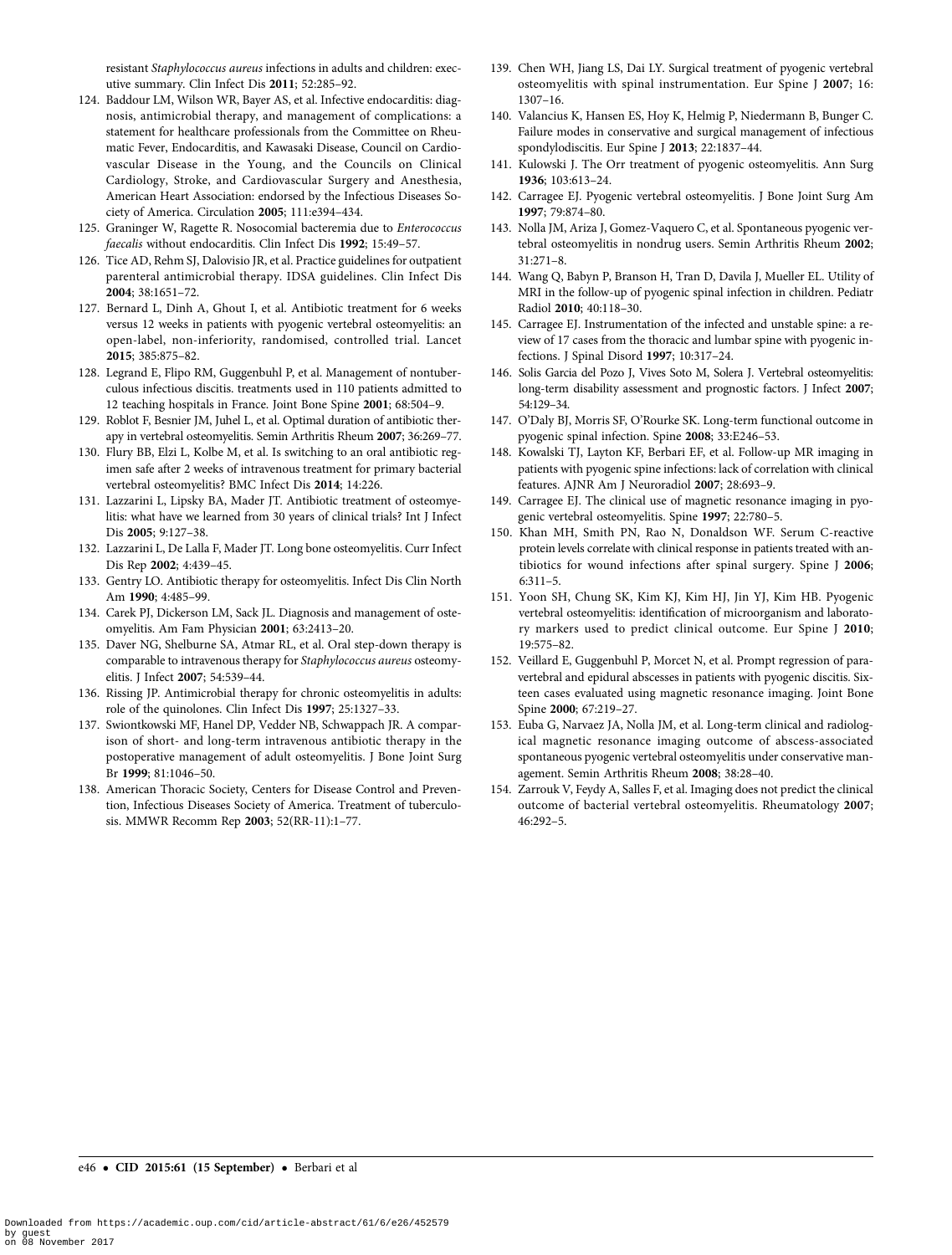resistant *Staphylococcus aureus* infections in adults and children: executive summary. Clin Infect Dis **2011**; 52:285–92.

124. Baddour LM, Wilson WR, Bayer AS, et al. Infective endocarditis: diagnosis, antimicrobial therapy, and management of complications: a statement for healthcare professionals from the Committee on Rheumatic Fever, Endocarditis, and Kawasaki Disease, Council on Cardiovascular Disease in the Young, and the Councils on Clinical Cardiology, Stroke, and Cardiovascular Surgery and Anesthesia, American Heart Association: endorsed by the Infectious Diseases Society of America. Circulation **2005**; 111:e394–434.
125. Graninger W, Ragette R. Nosocomial bacteremia due to *Enterococcus faecalis* without endocarditis. Clin Infect Dis **1992**; 15:49–57.
126. Tice AD, Rehm SJ, Dalovisio JR, et al. Practice guidelines for outpatient parenteral antimicrobial therapy. IDSA guidelines. Clin Infect Dis **2004**; 38:1651–72.
127. Bernard L, Dinh A, Ghout I, et al. Antibiotic treatment for 6 weeks versus 12 weeks in patients with pyogenic vertebral osteomyelitis: an open-label, non-inferiority, randomised, controlled trial. Lancet **2015**; 385:875–82.
128. Legrand E, Flipo RM, Guggenbuhl P, et al. Management of nontuberculous infectious discitis. treatments used in 110 patients admitted to 12 teaching hospitals in France. Joint Bone Spine **2001**; 68:504–9.
129. Roblot F, Besnier JM, Juhel L, et al. Optimal duration of antibiotic therapy in vertebral osteomyelitis. Semin Arthritis Rheum **2007**; 36:269–77.
130. Flury BB, Elzi L, Kolbe M, et al. Is switching to an oral antibiotic regimen safe after 2 weeks of intravenous treatment for primary bacterial vertebral osteomyelitis? BMC Infect Dis **2014**; 14:226.
131. Lazzarini L, Lipsky BA, Mader JT. Antibiotic treatment of osteomyelitis: what have we learned from 30 years of clinical trials? Int J Infect Dis **2005**; 9:127–38.
132. Lazzarini L, De Lalla F, Mader JT. Long bone osteomyelitis. Curr Infect Dis Rep **2002**; 4:439–45.
133. Gentry LO. Antibiotic therapy for osteomyelitis. Infect Dis Clin North Am **1990**; 4:485–99.
134. Carek PJ, Dickerson LM, Sack JL. Diagnosis and management of osteomyelitis. Am Fam Physician **2001**; 63:2413–20.
135. Daver NG, Shelburne SA, Atmar RL, et al. Oral step-down therapy is comparable to intravenous therapy for *Staphylococcus aureus* osteomyelitis. J Infect **2007**; 54:539–44.
136. Rissing JP. Antimicrobial therapy for chronic osteomyelitis in adults: role of the quinolones. Clin Infect Dis **1997**; 25:1327–33.
137. Swiontkowski MF, Hanel DP, Vedder NB, Schwappach JR. A comparison of short- and long-term intravenous antibiotic therapy in the postoperative management of adult osteomyelitis. J Bone Joint Surg Br **1999**; 81:1046–50.
138. American Thoracic Society, Centers for Disease Control and Prevention, Infectious Diseases Society of America. Treatment of tuberculosis. MMWR Recomm Rep **2003**; 52(RR-11):1–77.
139. Chen WH, Jiang LS, Dai LY. Surgical treatment of pyogenic vertebral osteomyelitis with spinal instrumentation. Eur Spine J **2007**; 16: 1307–16.
140. Valancius K, Hansen ES, Hoy K, Helmig P, Niedermann B, Bunger C. Failure modes in conservative and surgical management of infectious spondylodiscitis. Eur Spine J **2013**; 22:1837–44.
141. Kulowski J. The Orr treatment of pyogenic osteomyelitis. Ann Surg **1936**; 103:613–24.
142. Carragee EJ. Pyogenic vertebral osteomyelitis. J Bone Joint Surg Am **1997**; 79:874–80.
143. Nolla JM, Ariza J, Gomez-Vaquero C, et al. Spontaneous pyogenic vertebral osteomyelitis in nondrug users. Semin Arthritis Rheum **2002**; 31:271–8.
144. Wang Q, Babyn P, Branson H, Tran D, Davila J, Mueller EL. Utility of MRI in the follow-up of pyogenic spinal infection in children. Pediatr Radiol **2010**; 40:118–30.
145. Carragee EJ. Instrumentation of the infected and unstable spine: a review of 17 cases from the thoracic and lumbar spine with pyogenic infections. J Spinal Disord **1997**; 10:317–24.
146. Solis Garcia del Pozo J, Vives Soto M, Solera J. Vertebral osteomyelitis: long-term disability assessment and prognostic factors. J Infect **2007**; 54:129–34.
147. O'Daly BJ, Morris SF, O'Rourke SK. Long-term functional outcome in pyogenic spinal infection. Spine **2008**; 33:E246–53.
148. Kowalski TJ, Layton KF, Berbari EF, et al. Follow-up MR imaging in patients with pyogenic spine infections: lack of correlation with clinical features. AJNR Am J Neuroradiol **2007**; 28:693–9.
149. Carragee EJ. The clinical use of magnetic resonance imaging in pyogenic vertebral osteomyelitis. Spine **1997**; 22:780–5.
150. Khan MH, Smith PN, Rao N, Donaldson WF. Serum C-reactive protein levels correlate with clinical response in patients treated with antibiotics for wound infections after spinal surgery. Spine J **2006**; 6:311–5.
151. Yoon SH, Chung SK, Kim KJ, Kim HJ, Jin YJ, Kim HB. Pyogenic vertebral osteomyelitis: identification of microorganism and laboratory markers used to predict clinical outcome. Eur Spine J **2010**; 19:575–82.
152. Veillard E, Guggenbuhl P, Morcet N, et al. Prompt regression of paravertebral and epidural abscesses in patients with pyogenic discitis. Sixteen cases evaluated using magnetic resonance imaging. Joint Bone Spine **2000**; 67:219–27.
153. Euba G, Narvaez JA, Nolla JM, et al. Long-term clinical and radiological magnetic resonance imaging outcome of abscess-associated spontaneous pyogenic vertebral osteomyelitis under conservative management. Semin Arthritis Rheum **2008**; 38:28–40.
154. Zarrouk V, Feydy A, Salles F, et al. Imaging does not predict the clinical outcome of bacterial vertebral osteomyelitis. Rheumatology **2007**; 46:292–5.